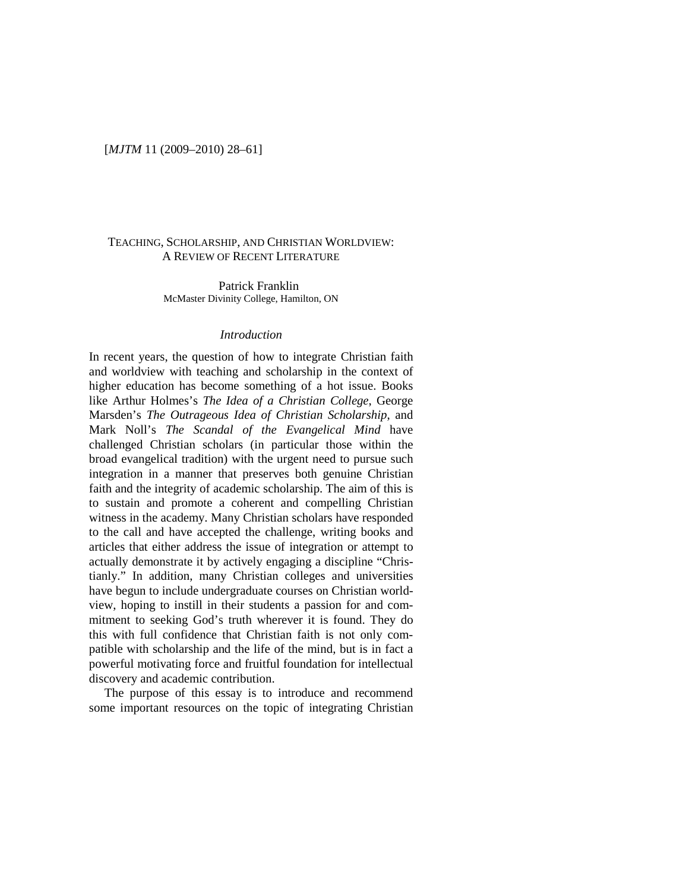# Teaching, Scholarship, and Christian Worldview: A Review of Recent Literature

Patrick Franklin
McMaster Divinity College, Hamilton, ON

## *Introduction*

In recent years, the question of how to integrate Christian faith and worldview with teaching and scholarship in the context of higher education has become something of a hot issue. Books like Arthur Holmes's *The Idea of a Christian College*, George Marsden's *The Outrageous Idea of Christian Scholarship*, and Mark Noll's *The Scandal of the Evangelical Mind* have challenged Christian scholars (in particular those within the broad evangelical tradition) with the urgent need to pursue such integration in a manner that preserves both genuine Christian faith and the integrity of academic scholarship. The aim of this is to sustain and promote a coherent and compelling Christian witness in the academy. Many Christian scholars have responded to the call and have accepted the challenge, writing books and articles that either address the issue of integration or attempt to actually demonstrate it by actively engaging a discipline "Christianly." In addition, many Christian colleges and universities have begun to include undergraduate courses on Christian worldview, hoping to instill in their students a passion for and commitment to seeking God's truth wherever it is found. They do this with full confidence that Christian faith is not only compatible with scholarship and the life of the mind, but is in fact a powerful motivating force and fruitful foundation for intellectual discovery and academic contribution.

The purpose of this essay is to introduce and recommend some important resources on the topic of integrating Christian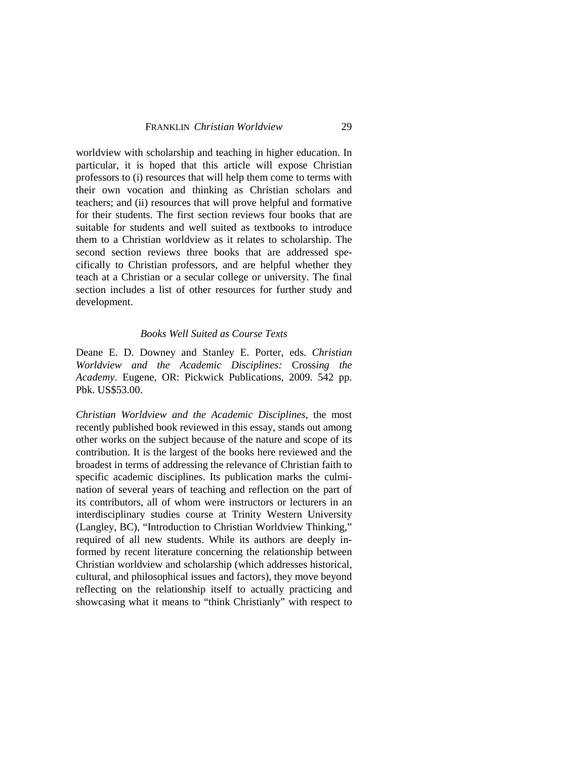worldview with scholarship and teaching in higher education. In particular, it is hoped that this article will expose Christian professors to (i) resources that will help them come to terms with their own vocation and thinking as Christian scholars and teachers; and (ii) resources that will prove helpful and formative for their students. The first section reviews four books that are suitable for students and well suited as textbooks to introduce them to a Christian worldview as it relates to scholarship. The second section reviews three books that are addressed specifically to Christian professors, and are helpful whether they teach at a Christian or a secular college or university. The final section includes a list of other resources for further study and development.

### *Books Well Suited as Course Texts*

Deane E. D. Downey and Stanley E. Porter, eds. *Christian Worldview and the Academic Disciplines:* Cross*ing the Academy*. Eugene, OR: Pickwick Publications, 2009. 542 pp. Pbk. US$53.00.

*Christian Worldview and the Academic Disciplines*, the most recently published book reviewed in this essay, stands out among other works on the subject because of the nature and scope of its contribution. It is the largest of the books here reviewed and the broadest in terms of addressing the relevance of Christian faith to specific academic disciplines. Its publication marks the culmination of several years of teaching and reflection on the part of its contributors, all of whom were instructors or lecturers in an interdisciplinary studies course at Trinity Western University (Langley, BC), "Introduction to Christian Worldview Thinking," required of all new students. While its authors are deeply informed by recent literature concerning the relationship between Christian worldview and scholarship (which addresses historical, cultural, and philosophical issues and factors), they move beyond reflecting on the relationship itself to actually practicing and showcasing what it means to "think Christianly" with respect to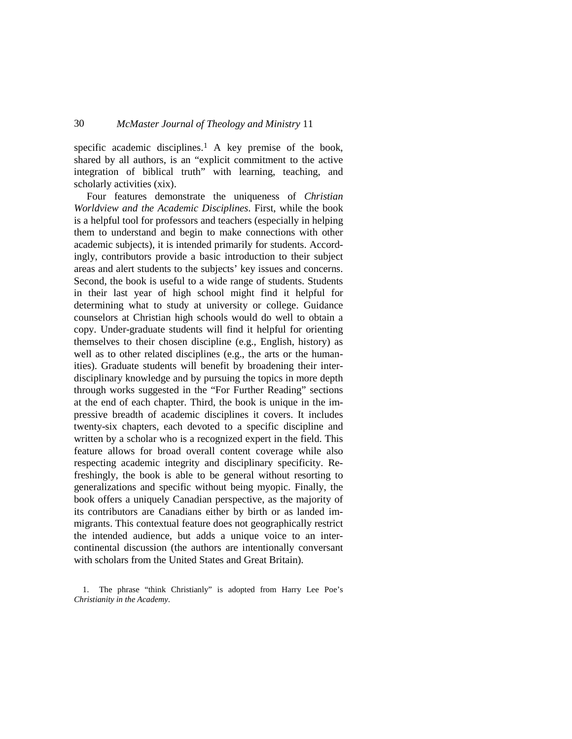specific academic disciplines.[1] A key premise of the book, shared by all authors, is an "explicit commitment to the active integration of biblical truth" with learning, teaching, and scholarly activities (xix).

Four features demonstrate the uniqueness of *Christian Worldview and the Academic Disciplines*. First, while the book is a helpful tool for professors and teachers (especially in helping them to understand and begin to make connections with other academic subjects), it is intended primarily for students. Accordingly, contributors provide a basic introduction to their subject areas and alert students to the subjects' key issues and concerns. Second, the book is useful to a wide range of students. Students in their last year of high school might find it helpful for determining what to study at university or college. Guidance counselors at Christian high schools would do well to obtain a copy. Under-graduate students will find it helpful for orienting themselves to their chosen discipline (e.g., English, history) as well as to other related disciplines (e.g., the arts or the humanities). Graduate students will benefit by broadening their interdisciplinary knowledge and by pursuing the topics in more depth through works suggested in the "For Further Reading" sections at the end of each chapter. Third, the book is unique in the impressive breadth of academic disciplines it covers. It includes twenty-six chapters, each devoted to a specific discipline and written by a scholar who is a recognized expert in the field. This feature allows for broad overall content coverage while also respecting academic integrity and disciplinary specificity. Refreshingly, the book is able to be general without resorting to generalizations and specific without being myopic. Finally, the book offers a uniquely Canadian perspective, as the majority of its contributors are Canadians either by birth or as landed immigrants. This contextual feature does not geographically restrict the intended audience, but adds a unique voice to an intercontinental discussion (the authors are intentionally conversant with scholars from the United States and Great Britain).

1. The phrase "think Christianly" is adopted from Harry Lee Poe's *Christianity in the Academy*.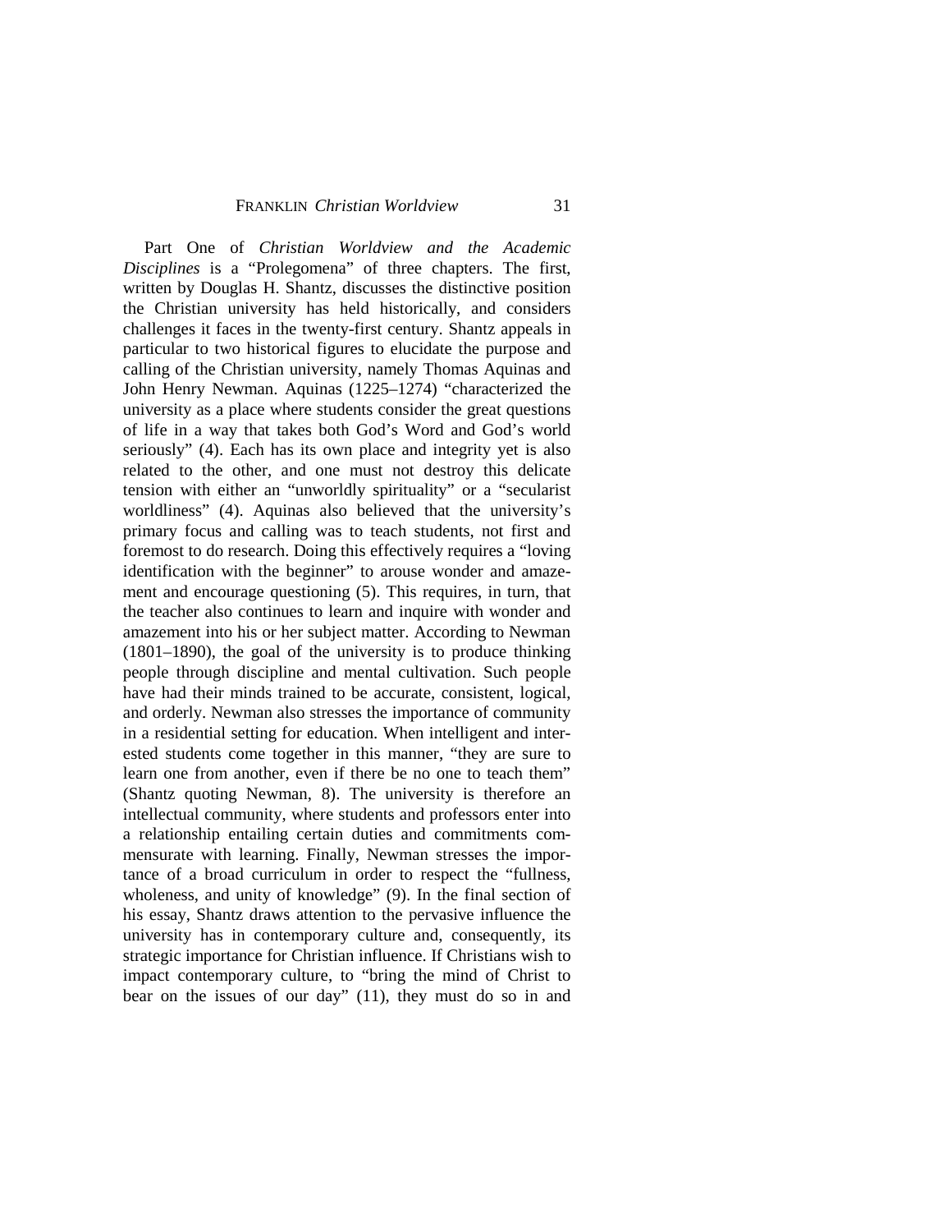Part One of *Christian Worldview and the Academic Disciplines* is a "Prolegomena" of three chapters. The first, written by Douglas H. Shantz, discusses the distinctive position the Christian university has held historically, and considers challenges it faces in the twenty-first century. Shantz appeals in particular to two historical figures to elucidate the purpose and calling of the Christian university, namely Thomas Aquinas and John Henry Newman. Aquinas (1225–1274) "characterized the university as a place where students consider the great questions of life in a way that takes both God's Word and God's world seriously" (4). Each has its own place and integrity yet is also related to the other, and one must not destroy this delicate tension with either an "unworldly spirituality" or a "secularist worldliness" (4). Aquinas also believed that the university's primary focus and calling was to teach students, not first and foremost to do research. Doing this effectively requires a "loving identification with the beginner" to arouse wonder and amazement and encourage questioning (5). This requires, in turn, that the teacher also continues to learn and inquire with wonder and amazement into his or her subject matter. According to Newman (1801–1890), the goal of the university is to produce thinking people through discipline and mental cultivation. Such people have had their minds trained to be accurate, consistent, logical, and orderly. Newman also stresses the importance of community in a residential setting for education. When intelligent and interested students come together in this manner, "they are sure to learn one from another, even if there be no one to teach them" (Shantz quoting Newman, 8). The university is therefore an intellectual community, where students and professors enter into a relationship entailing certain duties and commitments commensurate with learning. Finally, Newman stresses the importance of a broad curriculum in order to respect the "fullness, wholeness, and unity of knowledge" (9). In the final section of his essay, Shantz draws attention to the pervasive influence the university has in contemporary culture and, consequently, its strategic importance for Christian influence. If Christians wish to impact contemporary culture, to "bring the mind of Christ to bear on the issues of our day" (11), they must do so in and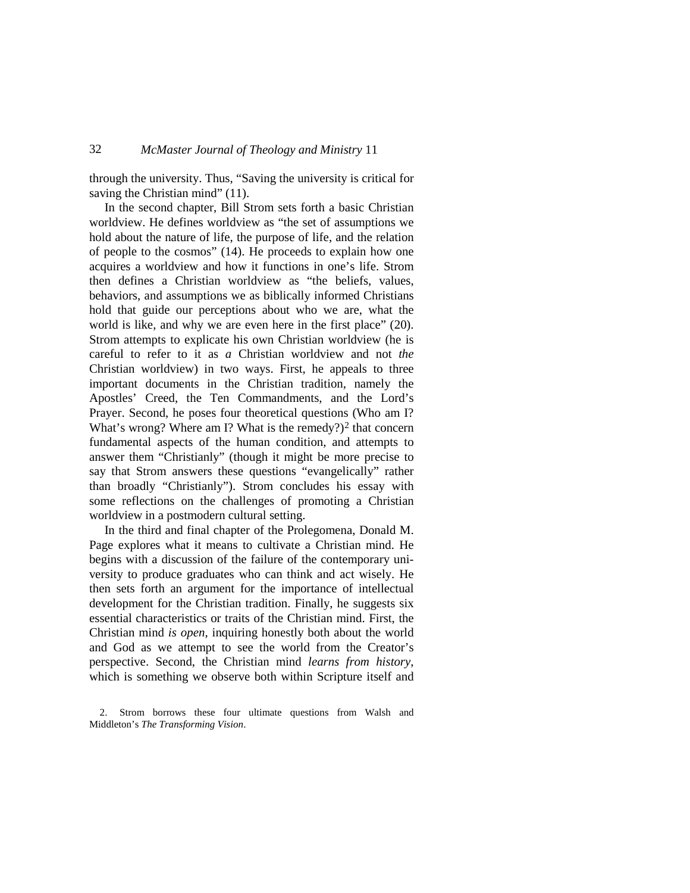through the university. Thus, "Saving the university is critical for saving the Christian mind" (11).

In the second chapter, Bill Strom sets forth a basic Christian worldview. He defines worldview as "the set of assumptions we hold about the nature of life, the purpose of life, and the relation of people to the cosmos" (14). He proceeds to explain how one acquires a worldview and how it functions in one's life. Strom then defines a Christian worldview as "the beliefs, values, behaviors, and assumptions we as biblically informed Christians hold that guide our perceptions about who we are, what the world is like, and why we are even here in the first place" (20). Strom attempts to explicate his own Christian worldview (he is careful to refer to it as *a* Christian worldview and not *the* Christian worldview) in two ways. First, he appeals to three important documents in the Christian tradition, namely the Apostles' Creed, the Ten Commandments, and the Lord's Prayer. Second, he poses four theoretical questions (Who am I? What's wrong? Where am I? What is the remedy?)[2] that concern fundamental aspects of the human condition, and attempts to answer them "Christianly" (though it might be more precise to say that Strom answers these questions "evangelically" rather than broadly "Christianly"). Strom concludes his essay with some reflections on the challenges of promoting a Christian worldview in a postmodern cultural setting.

In the third and final chapter of the Prolegomena, Donald M. Page explores what it means to cultivate a Christian mind. He begins with a discussion of the failure of the contemporary university to produce graduates who can think and act wisely. He then sets forth an argument for the importance of intellectual development for the Christian tradition. Finally, he suggests six essential characteristics or traits of the Christian mind. First, the Christian mind *is open*, inquiring honestly both about the world and God as we attempt to see the world from the Creator's perspective. Second, the Christian mind *learns from history*, which is something we observe both within Scripture itself and

2. Strom borrows these four ultimate questions from Walsh and Middleton's *The Transforming Vision*.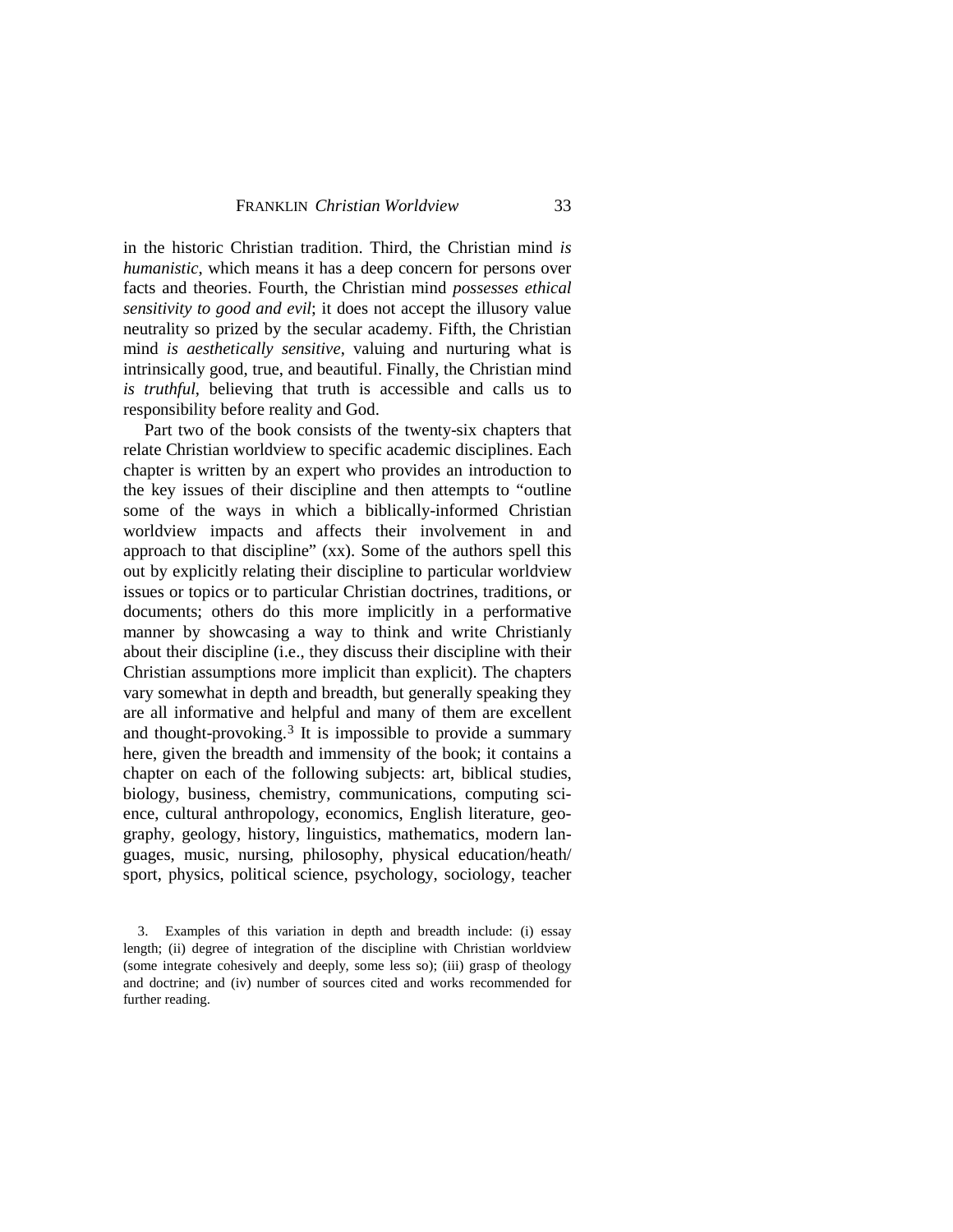in the historic Christian tradition. Third, the Christian mind *is humanistic*, which means it has a deep concern for persons over facts and theories. Fourth, the Christian mind *possesses ethical sensitivity to good and evil*; it does not accept the illusory value neutrality so prized by the secular academy. Fifth, the Christian mind *is aesthetically sensitive*, valuing and nurturing what is intrinsically good, true, and beautiful. Finally, the Christian mind *is truthful*, believing that truth is accessible and calls us to responsibility before reality and God.

Part two of the book consists of the twenty-six chapters that relate Christian worldview to specific academic disciplines. Each chapter is written by an expert who provides an introduction to the key issues of their discipline and then attempts to "outline some of the ways in which a biblically-informed Christian worldview impacts and affects their involvement in and approach to that discipline" (xx). Some of the authors spell this out by explicitly relating their discipline to particular worldview issues or topics or to particular Christian doctrines, traditions, or documents; others do this more implicitly in a performative manner by showcasing a way to think and write Christianly about their discipline (i.e., they discuss their discipline with their Christian assumptions more implicit than explicit). The chapters vary somewhat in depth and breadth, but generally speaking they are all informative and helpful and many of them are excellent and thought-provoking.[3] It is impossible to provide a summary here, given the breadth and immensity of the book; it contains a chapter on each of the following subjects: art, biblical studies, biology, business, chemistry, communications, computing science, cultural anthropology, economics, English literature, geography, geology, history, linguistics, mathematics, modern languages, music, nursing, philosophy, physical education/heath/sport, physics, political science, psychology, sociology, teacher

3. Examples of this variation in depth and breadth include: (i) essay length; (ii) degree of integration of the discipline with Christian worldview (some integrate cohesively and deeply, some less so); (iii) grasp of theology and doctrine; and (iv) number of sources cited and works recommended for further reading.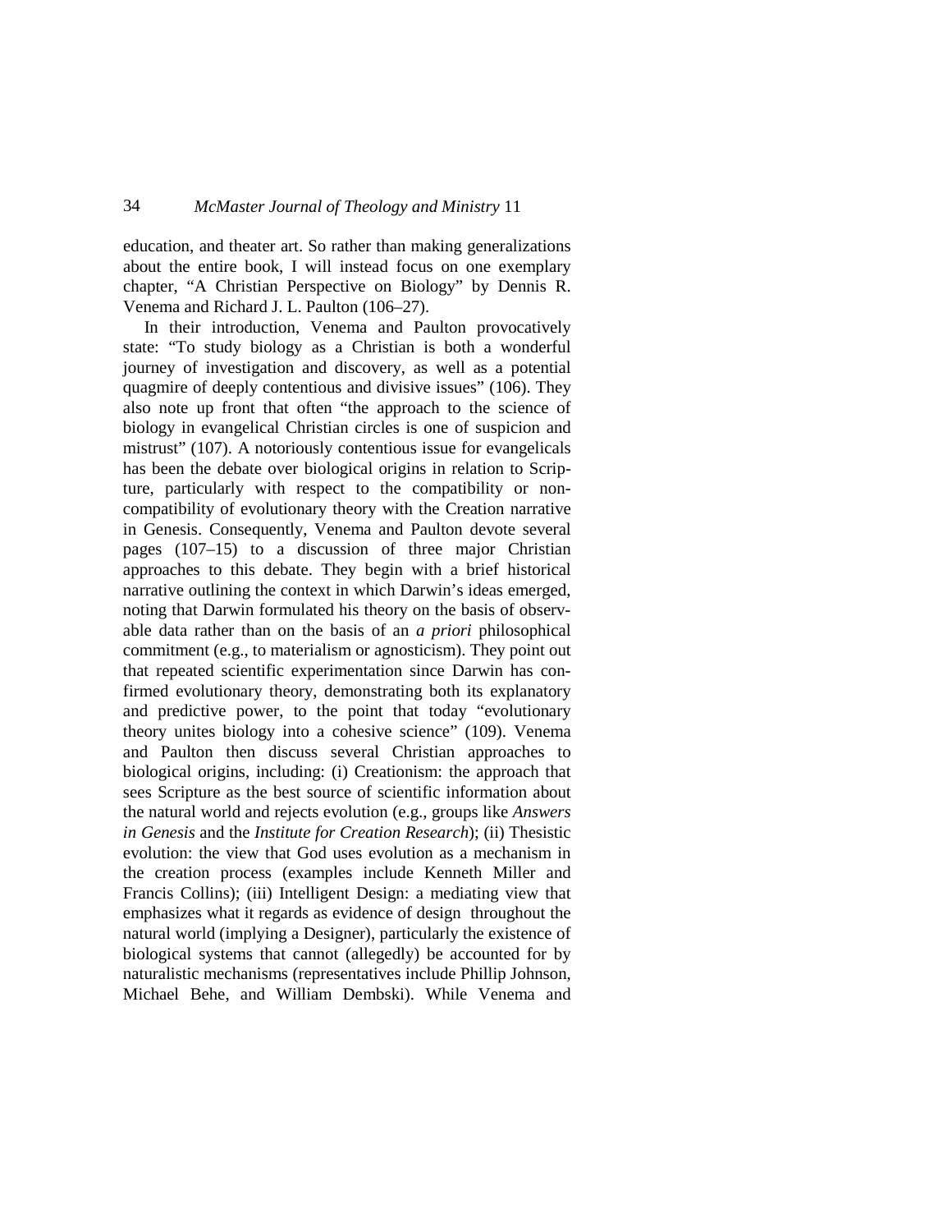education, and theater art. So rather than making generalizations about the entire book, I will instead focus on one exemplary chapter, "A Christian Perspective on Biology" by Dennis R. Venema and Richard J. L. Paulton (106–27).

In their introduction, Venema and Paulton provocatively state: "To study biology as a Christian is both a wonderful journey of investigation and discovery, as well as a potential quagmire of deeply contentious and divisive issues" (106). They also note up front that often "the approach to the science of biology in evangelical Christian circles is one of suspicion and mistrust" (107). A notoriously contentious issue for evangelicals has been the debate over biological origins in relation to Scripture, particularly with respect to the compatibility or non-compatibility of evolutionary theory with the Creation narrative in Genesis. Consequently, Venema and Paulton devote several pages (107–15) to a discussion of three major Christian approaches to this debate. They begin with a brief historical narrative outlining the context in which Darwin's ideas emerged, noting that Darwin formulated his theory on the basis of observable data rather than on the basis of an *a priori* philosophical commitment (e.g., to materialism or agnosticism). They point out that repeated scientific experimentation since Darwin has confirmed evolutionary theory, demonstrating both its explanatory and predictive power, to the point that today "evolutionary theory unites biology into a cohesive science" (109). Venema and Paulton then discuss several Christian approaches to biological origins, including: (i) Creationism: the approach that sees Scripture as the best source of scientific information about the natural world and rejects evolution (e.g., groups like *Answers in Genesis* and the *Institute for Creation Research*); (ii) Thesistic evolution: the view that God uses evolution as a mechanism in the creation process (examples include Kenneth Miller and Francis Collins); (iii) Intelligent Design: a mediating view that emphasizes what it regards as evidence of design throughout the natural world (implying a Designer), particularly the existence of biological systems that cannot (allegedly) be accounted for by naturalistic mechanisms (representatives include Phillip Johnson, Michael Behe, and William Dembski). While Venema and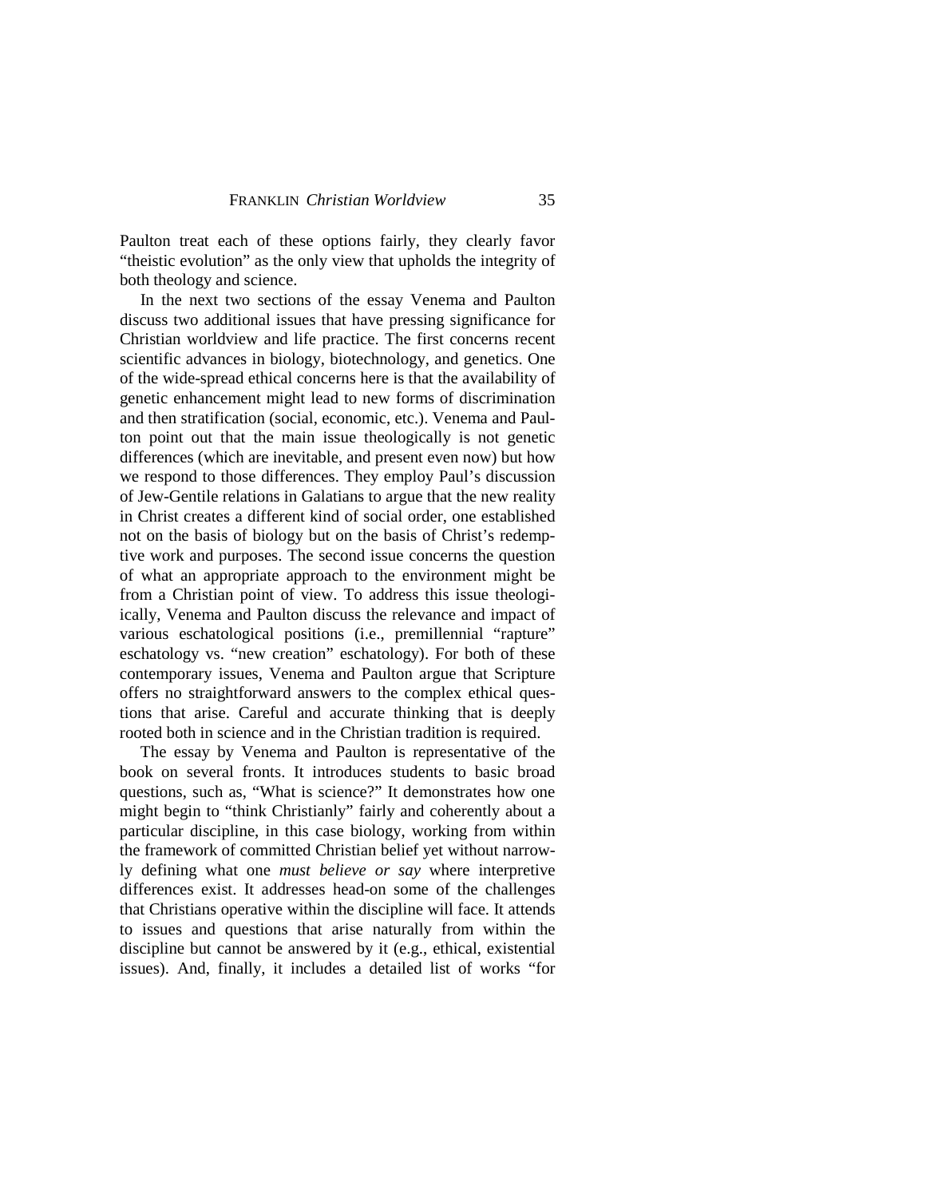Paulton treat each of these options fairly, they clearly favor "theistic evolution" as the only view that upholds the integrity of both theology and science.

In the next two sections of the essay Venema and Paulton discuss two additional issues that have pressing significance for Christian worldview and life practice. The first concerns recent scientific advances in biology, biotechnology, and genetics. One of the wide-spread ethical concerns here is that the availability of genetic enhancement might lead to new forms of discrimination and then stratification (social, economic, etc.). Venema and Paulton point out that the main issue theologically is not genetic differences (which are inevitable, and present even now) but how we respond to those differences. They employ Paul's discussion of Jew-Gentile relations in Galatians to argue that the new reality in Christ creates a different kind of social order, one established not on the basis of biology but on the basis of Christ's redemptive work and purposes. The second issue concerns the question of what an appropriate approach to the environment might be from a Christian point of view. To address this issue theologically, Venema and Paulton discuss the relevance and impact of various eschatological positions (i.e., premillennial "rapture" eschatology vs. "new creation" eschatology). For both of these contemporary issues, Venema and Paulton argue that Scripture offers no straightforward answers to the complex ethical questions that arise. Careful and accurate thinking that is deeply rooted both in science and in the Christian tradition is required.

The essay by Venema and Paulton is representative of the book on several fronts. It introduces students to basic broad questions, such as, "What is science?" It demonstrates how one might begin to "think Christianly" fairly and coherently about a particular discipline, in this case biology, working from within the framework of committed Christian belief yet without narrowly defining what one *must believe or say* where interpretive differences exist. It addresses head-on some of the challenges that Christians operative within the discipline will face. It attends to issues and questions that arise naturally from within the discipline but cannot be answered by it (e.g., ethical, existential issues). And, finally, it includes a detailed list of works "for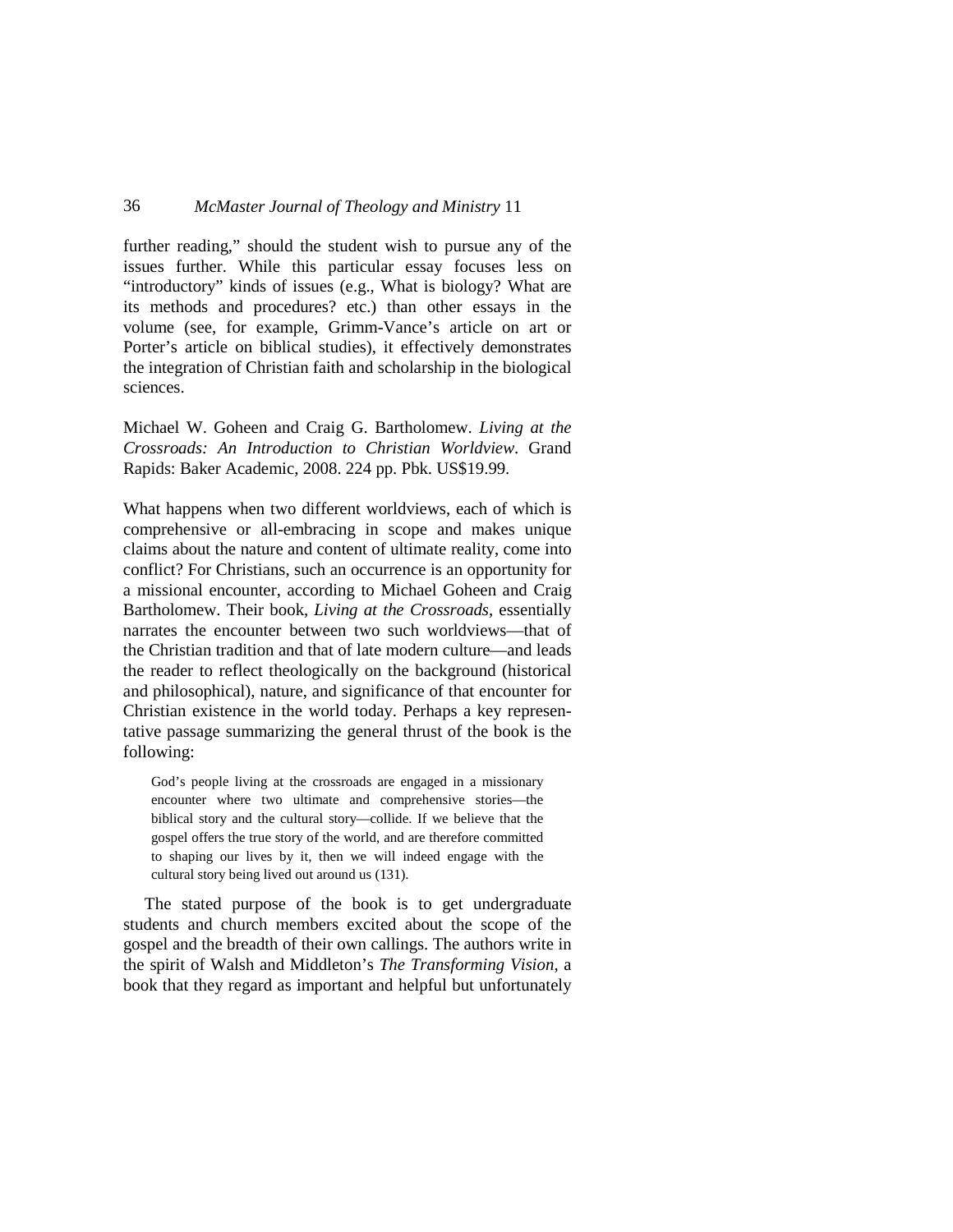further reading," should the student wish to pursue any of the issues further. While this particular essay focuses less on "introductory" kinds of issues (e.g., What is biology? What are its methods and procedures? etc.) than other essays in the volume (see, for example, Grimm-Vance's article on art or Porter's article on biblical studies), it effectively demonstrates the integration of Christian faith and scholarship in the biological sciences.

Michael W. Goheen and Craig G. Bartholomew. *Living at the Crossroads: An Introduction to Christian Worldview*. Grand Rapids: Baker Academic, 2008. 224 pp. Pbk. US$19.99.

What happens when two different worldviews, each of which is comprehensive or all-embracing in scope and makes unique claims about the nature and content of ultimate reality, come into conflict? For Christians, such an occurrence is an opportunity for a missional encounter, according to Michael Goheen and Craig Bartholomew. Their book, *Living at the Crossroads*, essentially narrates the encounter between two such worldviews—that of the Christian tradition and that of late modern culture—and leads the reader to reflect theologically on the background (historical and philosophical), nature, and significance of that encounter for Christian existence in the world today. Perhaps a key representative passage summarizing the general thrust of the book is the following:

> God's people living at the crossroads are engaged in a missionary encounter where two ultimate and comprehensive stories—the biblical story and the cultural story—collide. If we believe that the gospel offers the true story of the world, and are therefore committed to shaping our lives by it, then we will indeed engage with the cultural story being lived out around us (131).

The stated purpose of the book is to get undergraduate students and church members excited about the scope of the gospel and the breadth of their own callings. The authors write in the spirit of Walsh and Middleton's *The Transforming Vision*, a book that they regard as important and helpful but unfortunately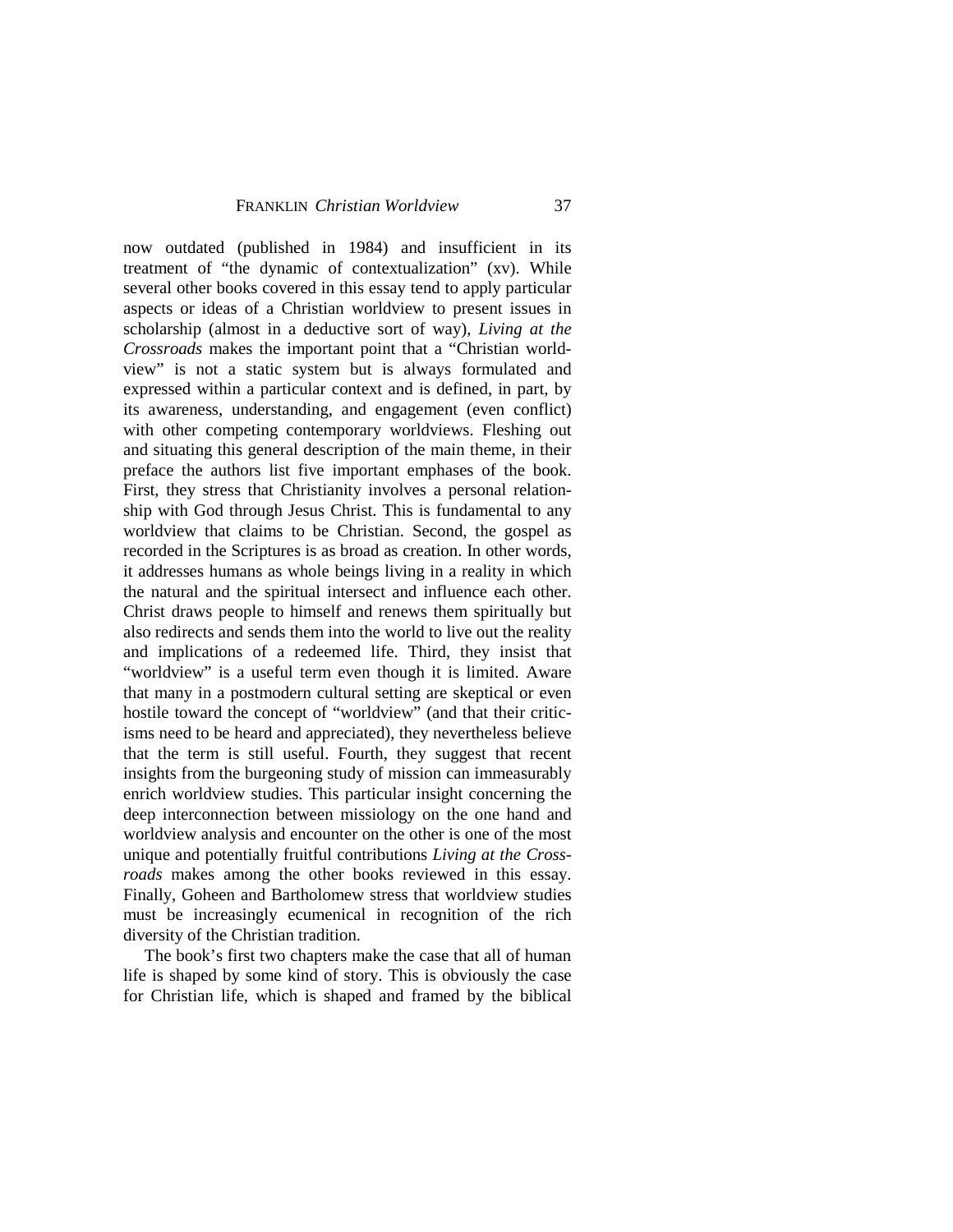now outdated (published in 1984) and insufficient in its treatment of "the dynamic of contextualization" (xv). While several other books covered in this essay tend to apply particular aspects or ideas of a Christian worldview to present issues in scholarship (almost in a deductive sort of way), *Living at the Crossroads* makes the important point that a "Christian worldview" is not a static system but is always formulated and expressed within a particular context and is defined, in part, by its awareness, understanding, and engagement (even conflict) with other competing contemporary worldviews. Fleshing out and situating this general description of the main theme, in their preface the authors list five important emphases of the book. First, they stress that Christianity involves a personal relationship with God through Jesus Christ. This is fundamental to any worldview that claims to be Christian. Second, the gospel as recorded in the Scriptures is as broad as creation. In other words, it addresses humans as whole beings living in a reality in which the natural and the spiritual intersect and influence each other. Christ draws people to himself and renews them spiritually but also redirects and sends them into the world to live out the reality and implications of a redeemed life. Third, they insist that "worldview" is a useful term even though it is limited. Aware that many in a postmodern cultural setting are skeptical or even hostile toward the concept of "worldview" (and that their criticisms need to be heard and appreciated), they nevertheless believe that the term is still useful. Fourth, they suggest that recent insights from the burgeoning study of mission can immeasurably enrich worldview studies. This particular insight concerning the deep interconnection between missiology on the one hand and worldview analysis and encounter on the other is one of the most unique and potentially fruitful contributions *Living at the Crossroads* makes among the other books reviewed in this essay. Finally, Goheen and Bartholomew stress that worldview studies must be increasingly ecumenical in recognition of the rich diversity of the Christian tradition.

The book's first two chapters make the case that all of human life is shaped by some kind of story. This is obviously the case for Christian life, which is shaped and framed by the biblical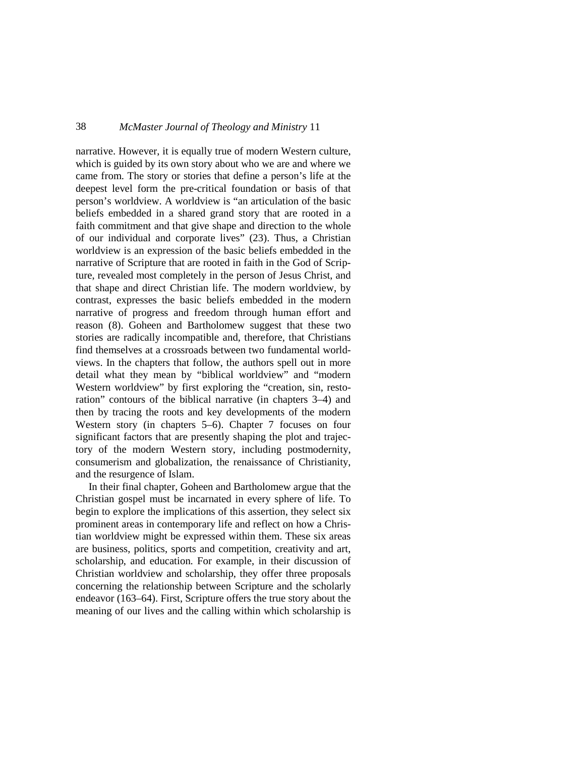narrative. However, it is equally true of modern Western culture, which is guided by its own story about who we are and where we came from. The story or stories that define a person's life at the deepest level form the pre-critical foundation or basis of that person's worldview. A worldview is "an articulation of the basic beliefs embedded in a shared grand story that are rooted in a faith commitment and that give shape and direction to the whole of our individual and corporate lives" (23). Thus, a Christian worldview is an expression of the basic beliefs embedded in the narrative of Scripture that are rooted in faith in the God of Scripture, revealed most completely in the person of Jesus Christ, and that shape and direct Christian life. The modern worldview, by contrast, expresses the basic beliefs embedded in the modern narrative of progress and freedom through human effort and reason (8). Goheen and Bartholomew suggest that these two stories are radically incompatible and, therefore, that Christians find themselves at a crossroads between two fundamental worldviews. In the chapters that follow, the authors spell out in more detail what they mean by "biblical worldview" and "modern Western worldview" by first exploring the "creation, sin, restoration" contours of the biblical narrative (in chapters 3–4) and then by tracing the roots and key developments of the modern Western story (in chapters 5–6). Chapter 7 focuses on four significant factors that are presently shaping the plot and trajectory of the modern Western story, including postmodernity, consumerism and globalization, the renaissance of Christianity, and the resurgence of Islam.

In their final chapter, Goheen and Bartholomew argue that the Christian gospel must be incarnated in every sphere of life. To begin to explore the implications of this assertion, they select six prominent areas in contemporary life and reflect on how a Christian worldview might be expressed within them. These six areas are business, politics, sports and competition, creativity and art, scholarship, and education. For example, in their discussion of Christian worldview and scholarship, they offer three proposals concerning the relationship between Scripture and the scholarly endeavor (163–64). First, Scripture offers the true story about the meaning of our lives and the calling within which scholarship is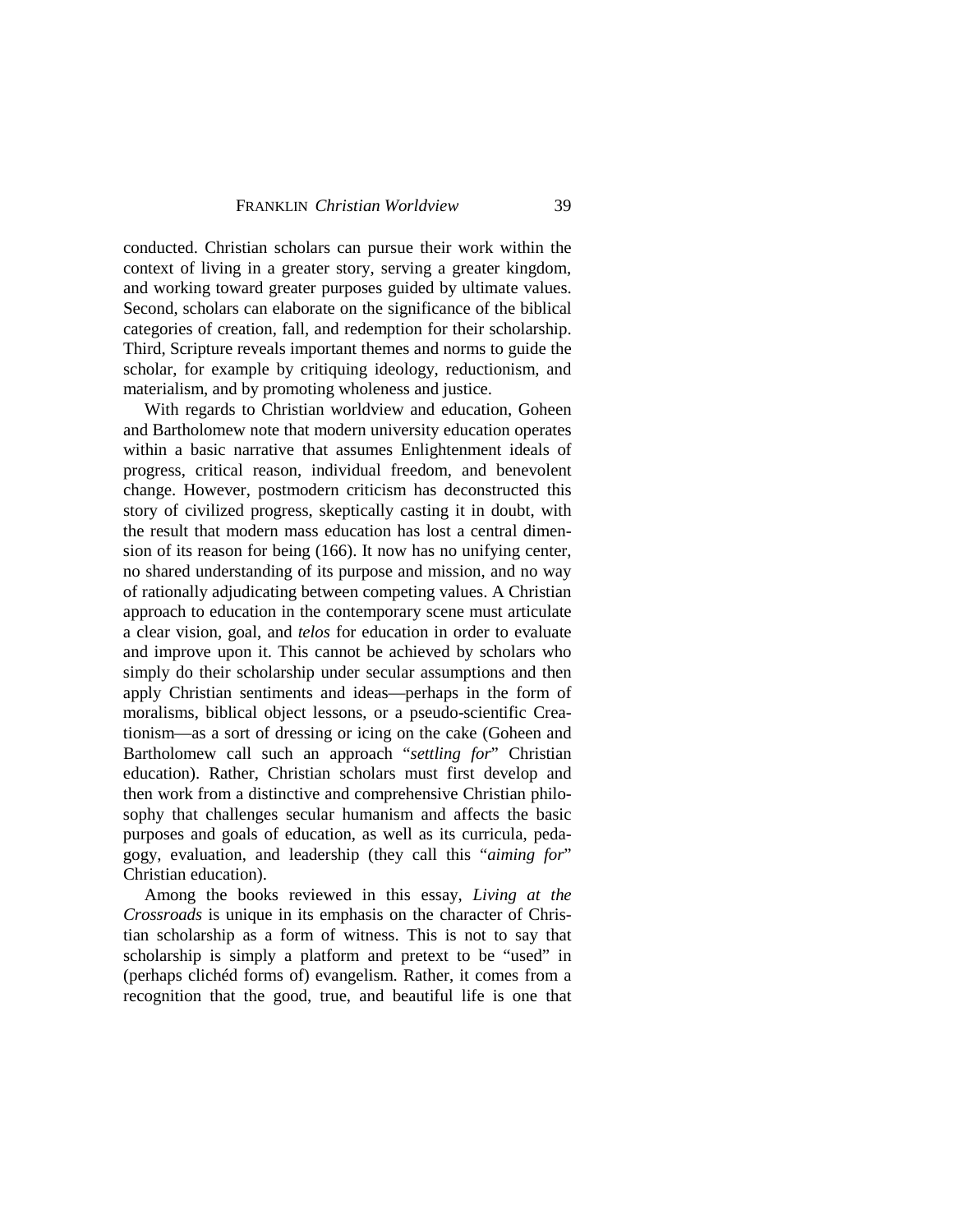conducted. Christian scholars can pursue their work within the context of living in a greater story, serving a greater kingdom, and working toward greater purposes guided by ultimate values. Second, scholars can elaborate on the significance of the biblical categories of creation, fall, and redemption for their scholarship. Third, Scripture reveals important themes and norms to guide the scholar, for example by critiquing ideology, reductionism, and materialism, and by promoting wholeness and justice.

With regards to Christian worldview and education, Goheen and Bartholomew note that modern university education operates within a basic narrative that assumes Enlightenment ideals of progress, critical reason, individual freedom, and benevolent change. However, postmodern criticism has deconstructed this story of civilized progress, skeptically casting it in doubt, with the result that modern mass education has lost a central dimension of its reason for being (166). It now has no unifying center, no shared understanding of its purpose and mission, and no way of rationally adjudicating between competing values. A Christian approach to education in the contemporary scene must articulate a clear vision, goal, and *telos* for education in order to evaluate and improve upon it. This cannot be achieved by scholars who simply do their scholarship under secular assumptions and then apply Christian sentiments and ideas—perhaps in the form of moralisms, biblical object lessons, or a pseudo-scientific Creationism—as a sort of dressing or icing on the cake (Goheen and Bartholomew call such an approach "*settling for*" Christian education). Rather, Christian scholars must first develop and then work from a distinctive and comprehensive Christian philosophy that challenges secular humanism and affects the basic purposes and goals of education, as well as its curricula, pedagogy, evaluation, and leadership (they call this "*aiming for*" Christian education).

Among the books reviewed in this essay, *Living at the Crossroads* is unique in its emphasis on the character of Christian scholarship as a form of witness. This is not to say that scholarship is simply a platform and pretext to be "used" in (perhaps clichéd forms of) evangelism. Rather, it comes from a recognition that the good, true, and beautiful life is one that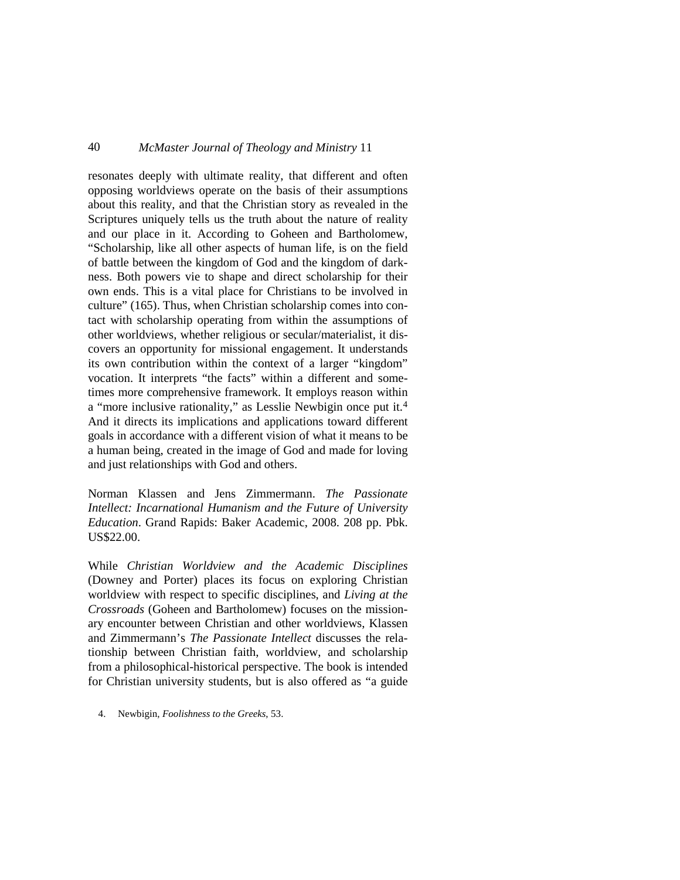resonates deeply with ultimate reality, that different and often opposing worldviews operate on the basis of their assumptions about this reality, and that the Christian story as revealed in the Scriptures uniquely tells us the truth about the nature of reality and our place in it. According to Goheen and Bartholomew, "Scholarship, like all other aspects of human life, is on the field of battle between the kingdom of God and the kingdom of darkness. Both powers vie to shape and direct scholarship for their own ends. This is a vital place for Christians to be involved in culture" (165). Thus, when Christian scholarship comes into contact with scholarship operating from within the assumptions of other worldviews, whether religious or secular/materialist, it discovers an opportunity for missional engagement. It understands its own contribution within the context of a larger "kingdom" vocation. It interprets "the facts" within a different and sometimes more comprehensive framework. It employs reason within a "more inclusive rationality," as Lesslie Newbigin once put it.[4] And it directs its implications and applications toward different goals in accordance with a different vision of what it means to be a human being, created in the image of God and made for loving and just relationships with God and others.

Norman Klassen and Jens Zimmermann. *The Passionate Intellect: Incarnational Humanism and the Future of University Education*. Grand Rapids: Baker Academic, 2008. 208 pp. Pbk. US$22.00.

While *Christian Worldview and the Academic Disciplines* (Downey and Porter) places its focus on exploring Christian worldview with respect to specific disciplines, and *Living at the Crossroads* (Goheen and Bartholomew) focuses on the missionary encounter between Christian and other worldviews, Klassen and Zimmermann's *The Passionate Intellect* discusses the relationship between Christian faith, worldview, and scholarship from a philosophical-historical perspective. The book is intended for Christian university students, but is also offered as "a guide

4. Newbigin, *Foolishness to the Greeks*, 53.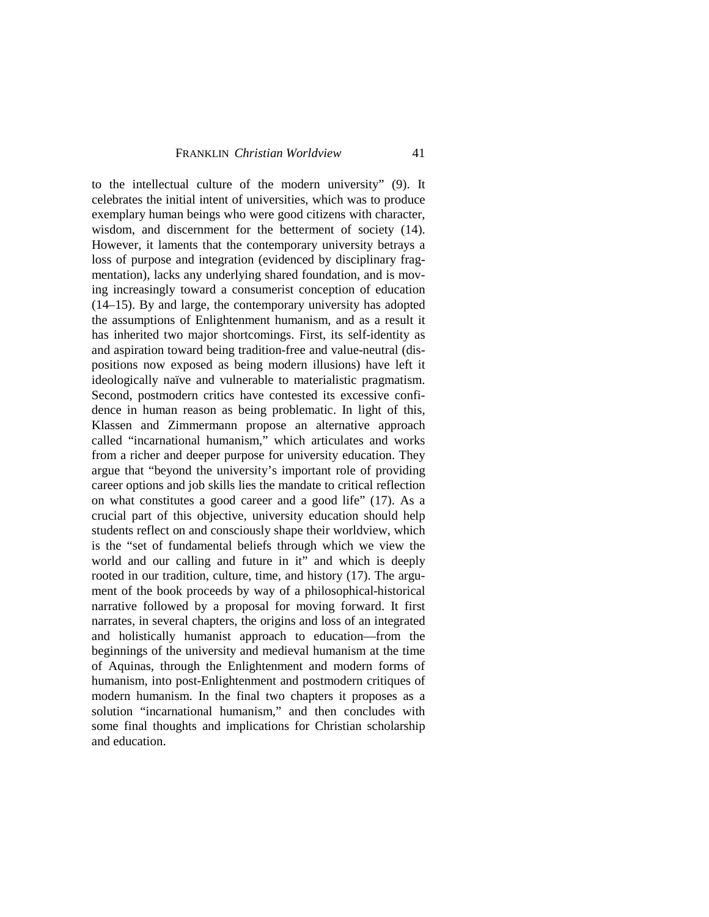to the intellectual culture of the modern university" (9). It celebrates the initial intent of universities, which was to produce exemplary human beings who were good citizens with character, wisdom, and discernment for the betterment of society (14). However, it laments that the contemporary university betrays a loss of purpose and integration (evidenced by disciplinary fragmentation), lacks any underlying shared foundation, and is moving increasingly toward a consumerist conception of education (14–15). By and large, the contemporary university has adopted the assumptions of Enlightenment humanism, and as a result it has inherited two major shortcomings. First, its self-identity as and aspiration toward being tradition-free and value-neutral (dispositions now exposed as being modern illusions) have left it ideologically naïve and vulnerable to materialistic pragmatism. Second, postmodern critics have contested its excessive confidence in human reason as being problematic. In light of this, Klassen and Zimmermann propose an alternative approach called "incarnational humanism," which articulates and works from a richer and deeper purpose for university education. They argue that "beyond the university's important role of providing career options and job skills lies the mandate to critical reflection on what constitutes a good career and a good life" (17). As a crucial part of this objective, university education should help students reflect on and consciously shape their worldview, which is the "set of fundamental beliefs through which we view the world and our calling and future in it" and which is deeply rooted in our tradition, culture, time, and history (17). The argument of the book proceeds by way of a philosophical-historical narrative followed by a proposal for moving forward. It first narrates, in several chapters, the origins and loss of an integrated and holistically humanist approach to education—from the beginnings of the university and medieval humanism at the time of Aquinas, through the Enlightenment and modern forms of humanism, into post-Enlightenment and postmodern critiques of modern humanism. In the final two chapters it proposes as a solution "incarnational humanism," and then concludes with some final thoughts and implications for Christian scholarship and education.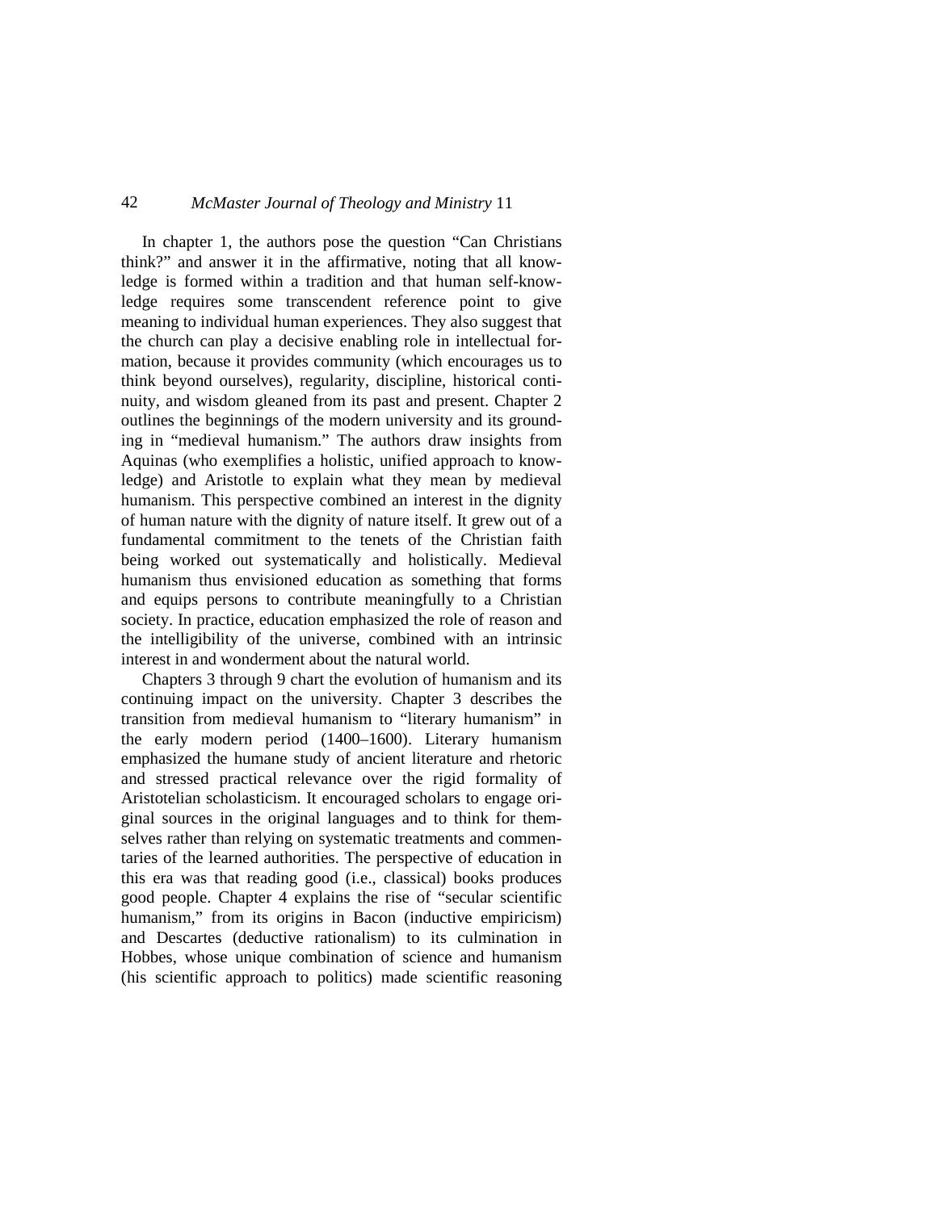In chapter 1, the authors pose the question "Can Christians think?" and answer it in the affirmative, noting that all knowledge is formed within a tradition and that human self-knowledge requires some transcendent reference point to give meaning to individual human experiences. They also suggest that the church can play a decisive enabling role in intellectual formation, because it provides community (which encourages us to think beyond ourselves), regularity, discipline, historical continuity, and wisdom gleaned from its past and present. Chapter 2 outlines the beginnings of the modern university and its grounding in "medieval humanism." The authors draw insights from Aquinas (who exemplifies a holistic, unified approach to knowledge) and Aristotle to explain what they mean by medieval humanism. This perspective combined an interest in the dignity of human nature with the dignity of nature itself. It grew out of a fundamental commitment to the tenets of the Christian faith being worked out systematically and holistically. Medieval humanism thus envisioned education as something that forms and equips persons to contribute meaningfully to a Christian society. In practice, education emphasized the role of reason and the intelligibility of the universe, combined with an intrinsic interest in and wonderment about the natural world.

Chapters 3 through 9 chart the evolution of humanism and its continuing impact on the university. Chapter 3 describes the transition from medieval humanism to "literary humanism" in the early modern period (1400–1600). Literary humanism emphasized the humane study of ancient literature and rhetoric and stressed practical relevance over the rigid formality of Aristotelian scholasticism. It encouraged scholars to engage original sources in the original languages and to think for themselves rather than relying on systematic treatments and commentaries of the learned authorities. The perspective of education in this era was that reading good (i.e., classical) books produces good people. Chapter 4 explains the rise of "secular scientific humanism," from its origins in Bacon (inductive empiricism) and Descartes (deductive rationalism) to its culmination in Hobbes, whose unique combination of science and humanism (his scientific approach to politics) made scientific reasoning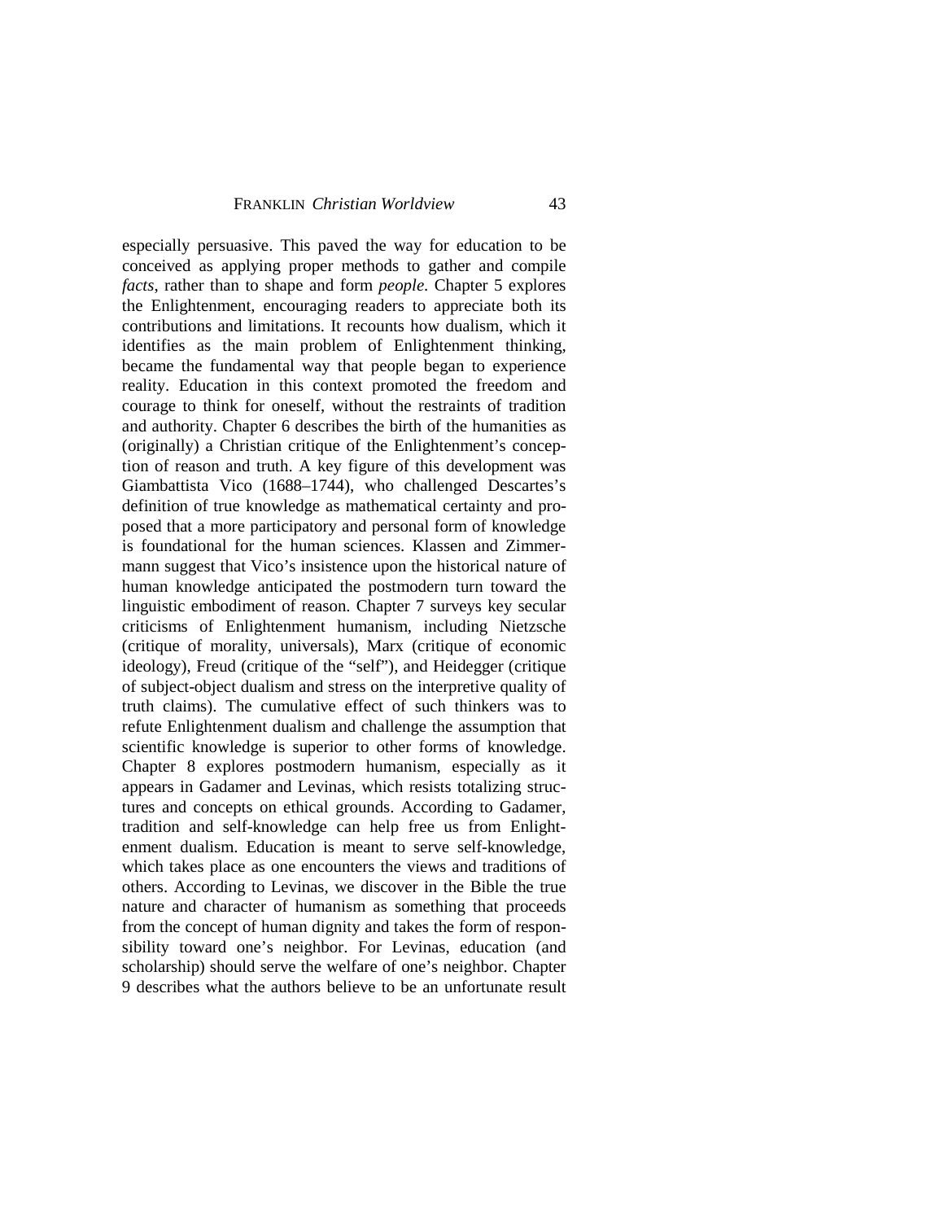especially persuasive. This paved the way for education to be conceived as applying proper methods to gather and compile *facts*, rather than to shape and form *people*. Chapter 5 explores the Enlightenment, encouraging readers to appreciate both its contributions and limitations. It recounts how dualism, which it identifies as the main problem of Enlightenment thinking, became the fundamental way that people began to experience reality. Education in this context promoted the freedom and courage to think for oneself, without the restraints of tradition and authority. Chapter 6 describes the birth of the humanities as (originally) a Christian critique of the Enlightenment's conception of reason and truth. A key figure of this development was Giambattista Vico (1688–1744), who challenged Descartes's definition of true knowledge as mathematical certainty and proposed that a more participatory and personal form of knowledge is foundational for the human sciences. Klassen and Zimmermann suggest that Vico's insistence upon the historical nature of human knowledge anticipated the postmodern turn toward the linguistic embodiment of reason. Chapter 7 surveys key secular criticisms of Enlightenment humanism, including Nietzsche (critique of morality, universals), Marx (critique of economic ideology), Freud (critique of the "self"), and Heidegger (critique of subject-object dualism and stress on the interpretive quality of truth claims). The cumulative effect of such thinkers was to refute Enlightenment dualism and challenge the assumption that scientific knowledge is superior to other forms of knowledge. Chapter 8 explores postmodern humanism, especially as it appears in Gadamer and Levinas, which resists totalizing structures and concepts on ethical grounds. According to Gadamer, tradition and self-knowledge can help free us from Enlightenment dualism. Education is meant to serve self-knowledge, which takes place as one encounters the views and traditions of others. According to Levinas, we discover in the Bible the true nature and character of humanism as something that proceeds from the concept of human dignity and takes the form of responsibility toward one's neighbor. For Levinas, education (and scholarship) should serve the welfare of one's neighbor. Chapter 9 describes what the authors believe to be an unfortunate result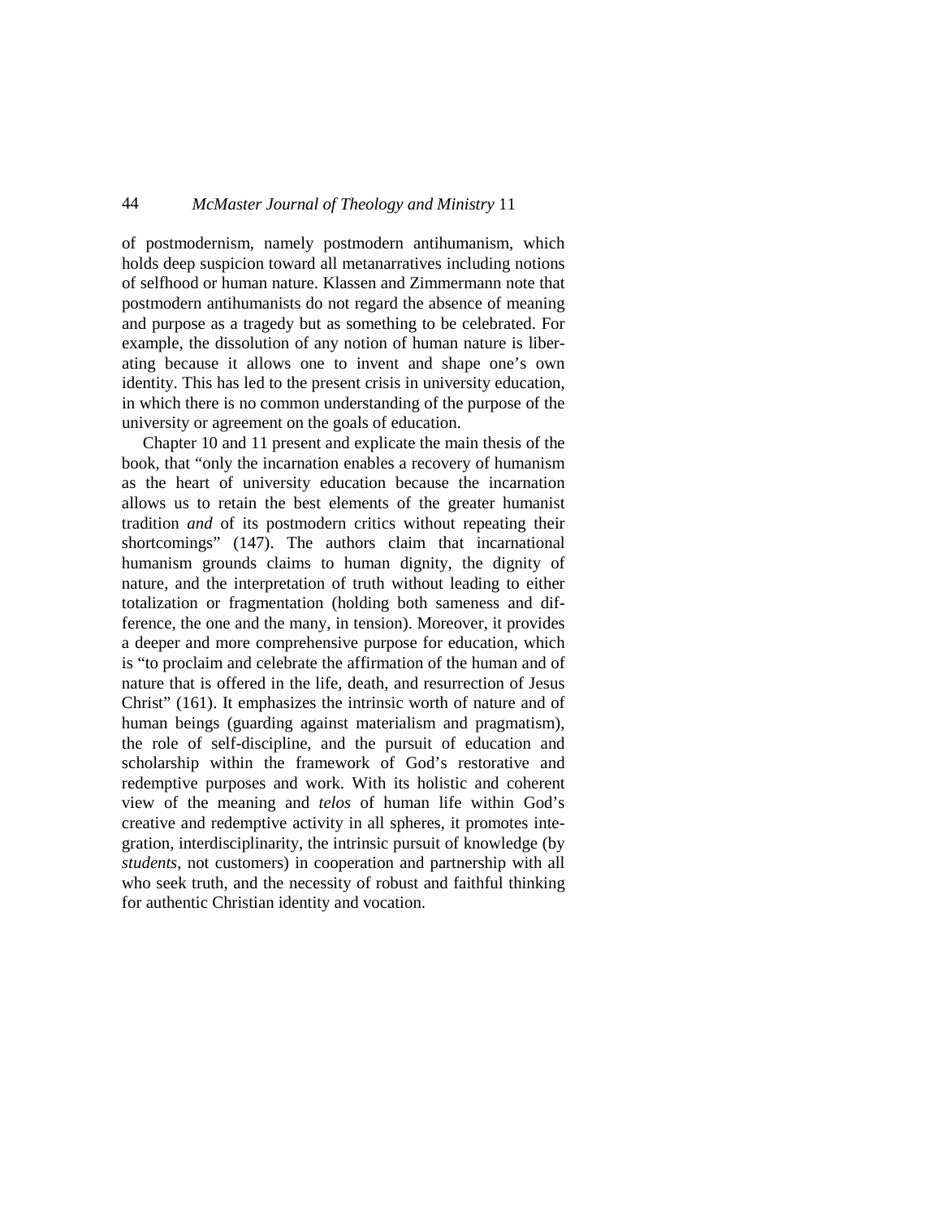of postmodernism, namely postmodern antihumanism, which holds deep suspicion toward all metanarratives including notions of selfhood or human nature. Klassen and Zimmermann note that postmodern antihumanists do not regard the absence of meaning and purpose as a tragedy but as something to be celebrated. For example, the dissolution of any notion of human nature is liberating because it allows one to invent and shape one's own identity. This has led to the present crisis in university education, in which there is no common understanding of the purpose of the university or agreement on the goals of education.

Chapter 10 and 11 present and explicate the main thesis of the book, that "only the incarnation enables a recovery of humanism as the heart of university education because the incarnation allows us to retain the best elements of the greater humanist tradition *and* of its postmodern critics without repeating their shortcomings" (147). The authors claim that incarnational humanism grounds claims to human dignity, the dignity of nature, and the interpretation of truth without leading to either totalization or fragmentation (holding both sameness and difference, the one and the many, in tension). Moreover, it provides a deeper and more comprehensive purpose for education, which is "to proclaim and celebrate the affirmation of the human and of nature that is offered in the life, death, and resurrection of Jesus Christ" (161). It emphasizes the intrinsic worth of nature and of human beings (guarding against materialism and pragmatism), the role of self-discipline, and the pursuit of education and scholarship within the framework of God's restorative and redemptive purposes and work. With its holistic and coherent view of the meaning and *telos* of human life within God's creative and redemptive activity in all spheres, it promotes integration, interdisciplinarity, the intrinsic pursuit of knowledge (by *students*, not customers) in cooperation and partnership with all who seek truth, and the necessity of robust and faithful thinking for authentic Christian identity and vocation.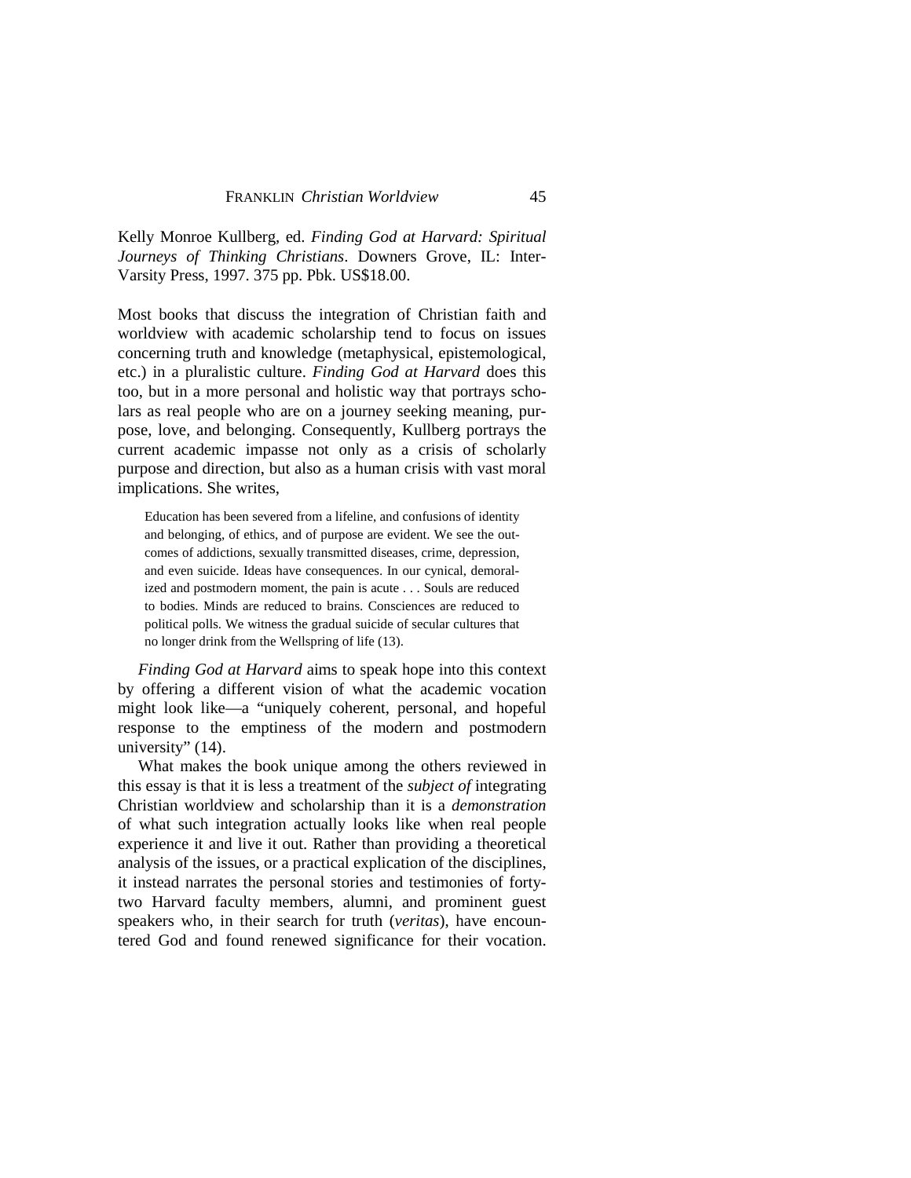Kelly Monroe Kullberg, ed. *Finding God at Harvard: Spiritual Journeys of Thinking Christians*. Downers Grove, IL: Inter-Varsity Press, 1997. 375 pp. Pbk. US$18.00.

Most books that discuss the integration of Christian faith and worldview with academic scholarship tend to focus on issues concerning truth and knowledge (metaphysical, epistemological, etc.) in a pluralistic culture. *Finding God at Harvard* does this too, but in a more personal and holistic way that portrays scholars as real people who are on a journey seeking meaning, purpose, love, and belonging. Consequently, Kullberg portrays the current academic impasse not only as a crisis of scholarly purpose and direction, but also as a human crisis with vast moral implications. She writes,

> Education has been severed from a lifeline, and confusions of identity and belonging, of ethics, and of purpose are evident. We see the outcomes of addictions, sexually transmitted diseases, crime, depression, and even suicide. Ideas have consequences. In our cynical, demoralized and postmodern moment, the pain is acute . . . Souls are reduced to bodies. Minds are reduced to brains. Consciences are reduced to political polls. We witness the gradual suicide of secular cultures that no longer drink from the Wellspring of life (13).

*Finding God at Harvard* aims to speak hope into this context by offering a different vision of what the academic vocation might look like—a "uniquely coherent, personal, and hopeful response to the emptiness of the modern and postmodern university" (14).

What makes the book unique among the others reviewed in this essay is that it is less a treatment of the *subject of* integrating Christian worldview and scholarship than it is a *demonstration* of what such integration actually looks like when real people experience it and live it out. Rather than providing a theoretical analysis of the issues, or a practical explication of the disciplines, it instead narrates the personal stories and testimonies of forty-two Harvard faculty members, alumni, and prominent guest speakers who, in their search for truth (*veritas*), have encountered God and found renewed significance for their vocation.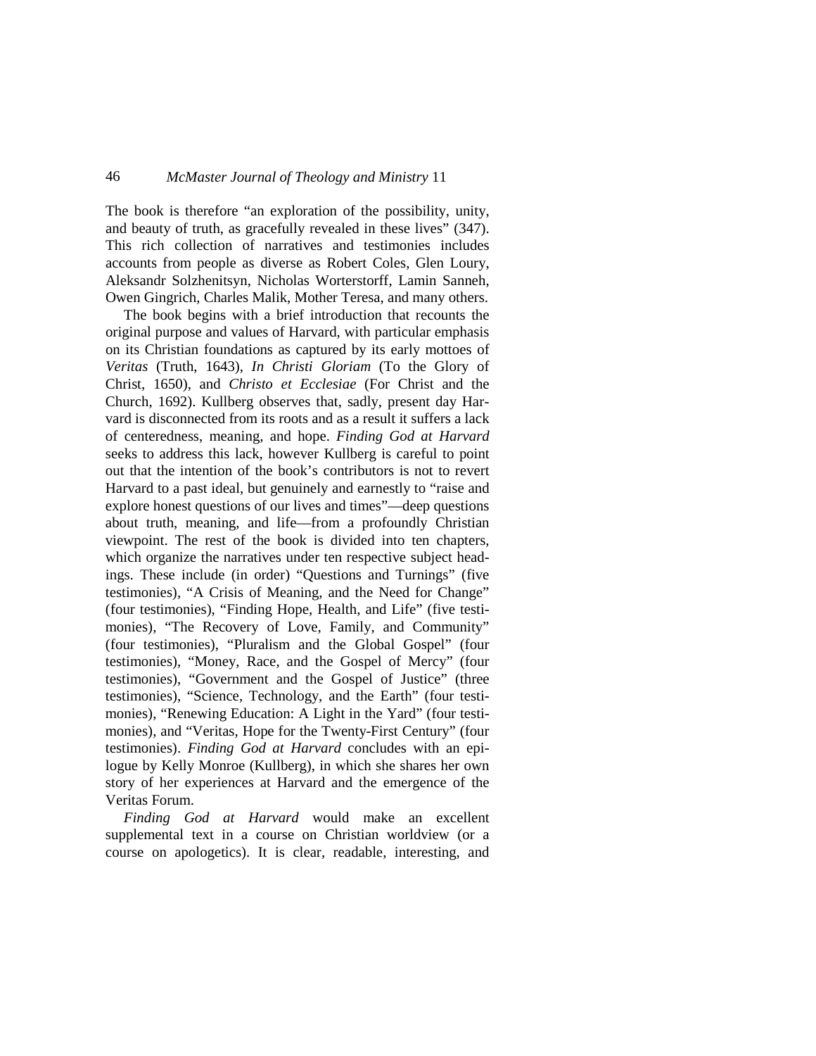The book is therefore "an exploration of the possibility, unity, and beauty of truth, as gracefully revealed in these lives" (347). This rich collection of narratives and testimonies includes accounts from people as diverse as Robert Coles, Glen Loury, Aleksandr Solzhenitsyn, Nicholas Worterstorff, Lamin Sanneh, Owen Gingrich, Charles Malik, Mother Teresa, and many others.

The book begins with a brief introduction that recounts the original purpose and values of Harvard, with particular emphasis on its Christian foundations as captured by its early mottoes of *Veritas* (Truth, 1643), *In Christi Gloriam* (To the Glory of Christ, 1650), and *Christo et Ecclesiae* (For Christ and the Church, 1692). Kullberg observes that, sadly, present day Harvard is disconnected from its roots and as a result it suffers a lack of centeredness, meaning, and hope. *Finding God at Harvard* seeks to address this lack, however Kullberg is careful to point out that the intention of the book's contributors is not to revert Harvard to a past ideal, but genuinely and earnestly to "raise and explore honest questions of our lives and times"—deep questions about truth, meaning, and life—from a profoundly Christian viewpoint. The rest of the book is divided into ten chapters, which organize the narratives under ten respective subject headings. These include (in order) "Questions and Turnings" (five testimonies), "A Crisis of Meaning, and the Need for Change" (four testimonies), "Finding Hope, Health, and Life" (five testimonies), "The Recovery of Love, Family, and Community" (four testimonies), "Pluralism and the Global Gospel" (four testimonies), "Money, Race, and the Gospel of Mercy" (four testimonies), "Government and the Gospel of Justice" (three testimonies), "Science, Technology, and the Earth" (four testimonies), "Renewing Education: A Light in the Yard" (four testimonies), and "Veritas, Hope for the Twenty-First Century" (four testimonies). *Finding God at Harvard* concludes with an epilogue by Kelly Monroe (Kullberg), in which she shares her own story of her experiences at Harvard and the emergence of the Veritas Forum.

*Finding God at Harvard* would make an excellent supplemental text in a course on Christian worldview (or a course on apologetics). It is clear, readable, interesting, and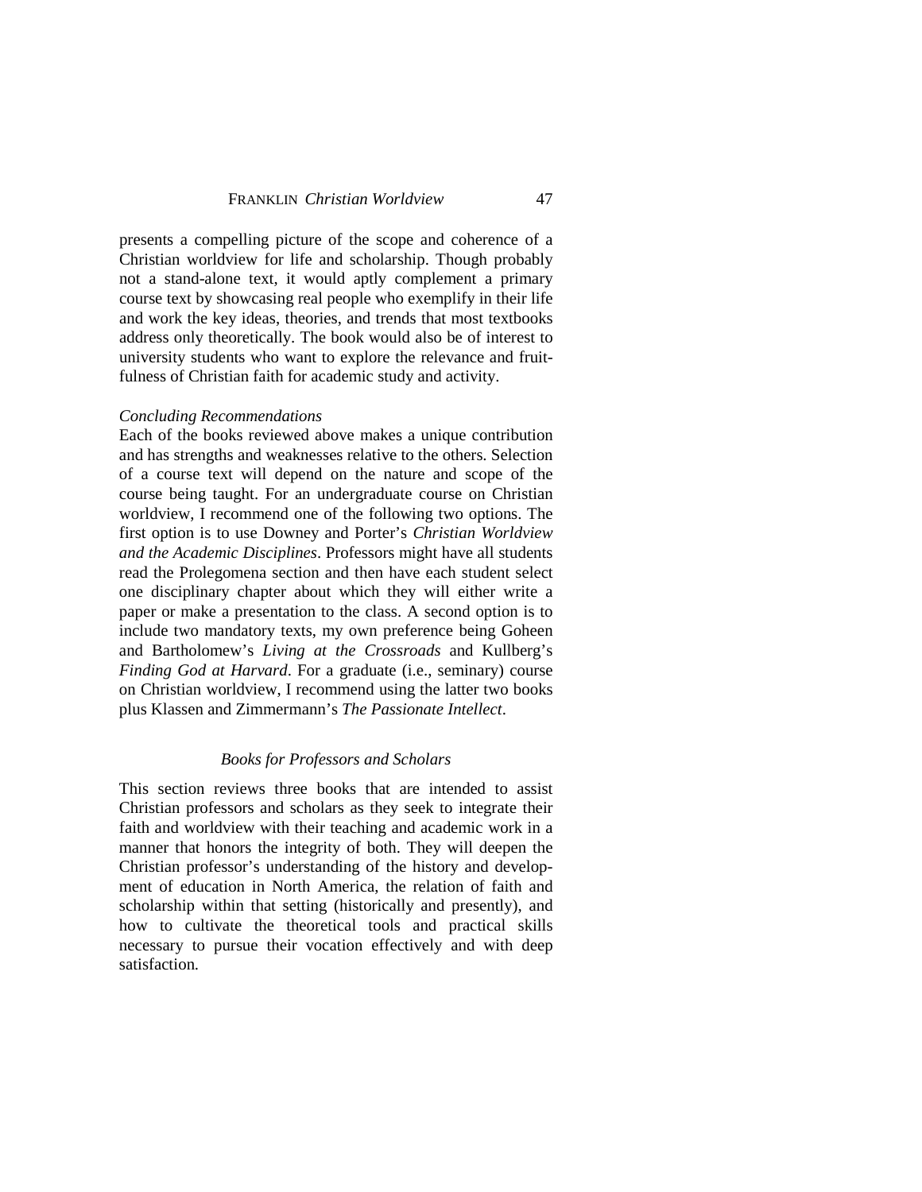presents a compelling picture of the scope and coherence of a Christian worldview for life and scholarship. Though probably not a stand-alone text, it would aptly complement a primary course text by showcasing real people who exemplify in their life and work the key ideas, theories, and trends that most textbooks address only theoretically. The book would also be of interest to university students who want to explore the relevance and fruitfulness of Christian faith for academic study and activity.

*Concluding Recommendations*

Each of the books reviewed above makes a unique contribution and has strengths and weaknesses relative to the others. Selection of a course text will depend on the nature and scope of the course being taught. For an undergraduate course on Christian worldview, I recommend one of the following two options. The first option is to use Downey and Porter's *Christian Worldview and the Academic Disciplines*. Professors might have all students read the Prolegomena section and then have each student select one disciplinary chapter about which they will either write a paper or make a presentation to the class. A second option is to include two mandatory texts, my own preference being Goheen and Bartholomew's *Living at the Crossroads* and Kullberg's *Finding God at Harvard*. For a graduate (i.e., seminary) course on Christian worldview, I recommend using the latter two books plus Klassen and Zimmermann's *The Passionate Intellect*.

### *Books for Professors and Scholars*

This section reviews three books that are intended to assist Christian professors and scholars as they seek to integrate their faith and worldview with their teaching and academic work in a manner that honors the integrity of both. They will deepen the Christian professor's understanding of the history and development of education in North America, the relation of faith and scholarship within that setting (historically and presently), and how to cultivate the theoretical tools and practical skills necessary to pursue their vocation effectively and with deep satisfaction.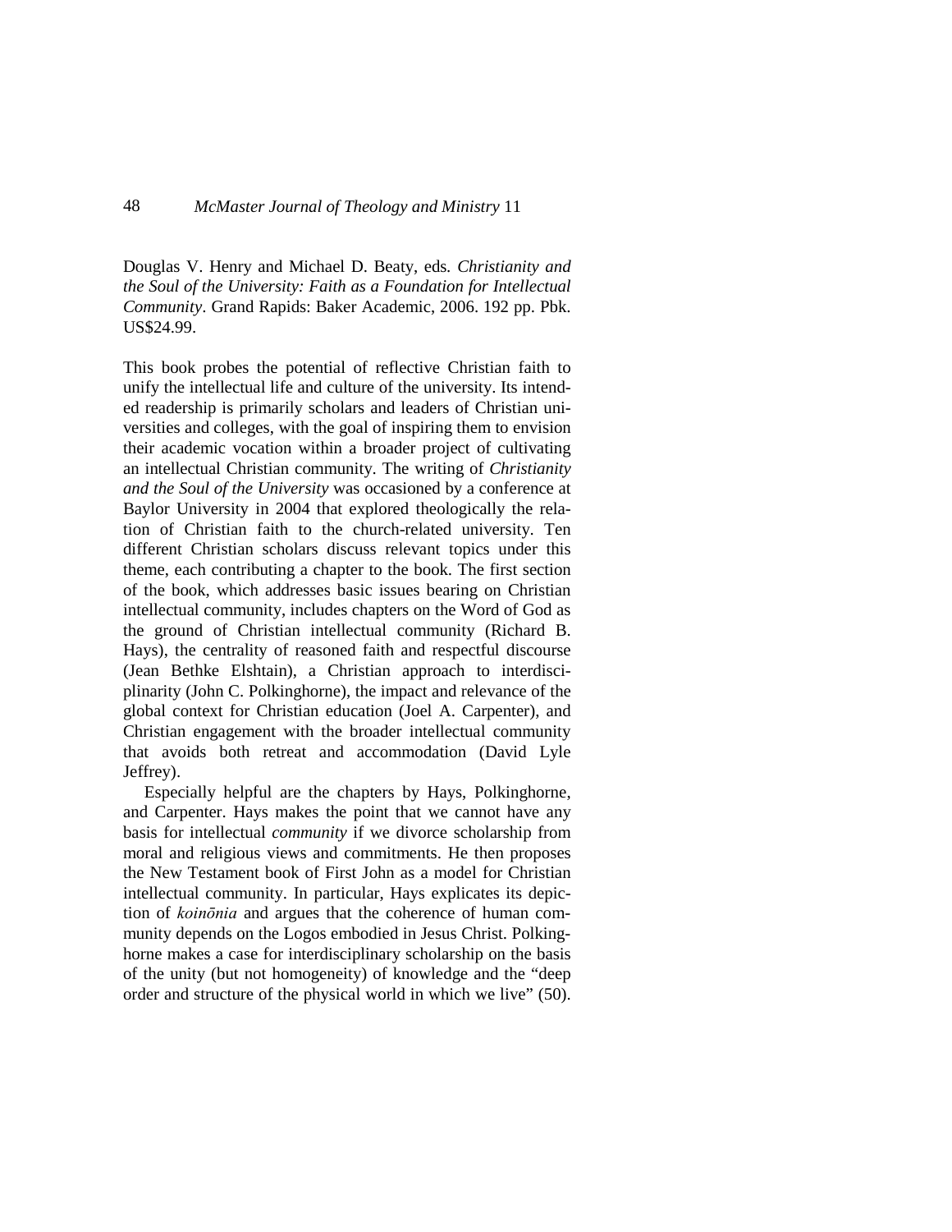Douglas V. Henry and Michael D. Beaty, eds. *Christianity and the Soul of the University: Faith as a Foundation for Intellectual Community*. Grand Rapids: Baker Academic, 2006. 192 pp. Pbk. US$24.99.

This book probes the potential of reflective Christian faith to unify the intellectual life and culture of the university. Its intended readership is primarily scholars and leaders of Christian universities and colleges, with the goal of inspiring them to envision their academic vocation within a broader project of cultivating an intellectual Christian community. The writing of *Christianity and the Soul of the University* was occasioned by a conference at Baylor University in 2004 that explored theologically the relation of Christian faith to the church-related university. Ten different Christian scholars discuss relevant topics under this theme, each contributing a chapter to the book. The first section of the book, which addresses basic issues bearing on Christian intellectual community, includes chapters on the Word of God as the ground of Christian intellectual community (Richard B. Hays), the centrality of reasoned faith and respectful discourse (Jean Bethke Elshtain), a Christian approach to interdisciplinarity (John C. Polkinghorne), the impact and relevance of the global context for Christian education (Joel A. Carpenter), and Christian engagement with the broader intellectual community that avoids both retreat and accommodation (David Lyle Jeffrey).

Especially helpful are the chapters by Hays, Polkinghorne, and Carpenter. Hays makes the point that we cannot have any basis for intellectual *community* if we divorce scholarship from moral and religious views and commitments. He then proposes the New Testament book of First John as a model for Christian intellectual community. In particular, Hays explicates its depiction of *koinōnia* and argues that the coherence of human community depends on the Logos embodied in Jesus Christ. Polkinghorne makes a case for interdisciplinary scholarship on the basis of the unity (but not homogeneity) of knowledge and the "deep order and structure of the physical world in which we live" (50).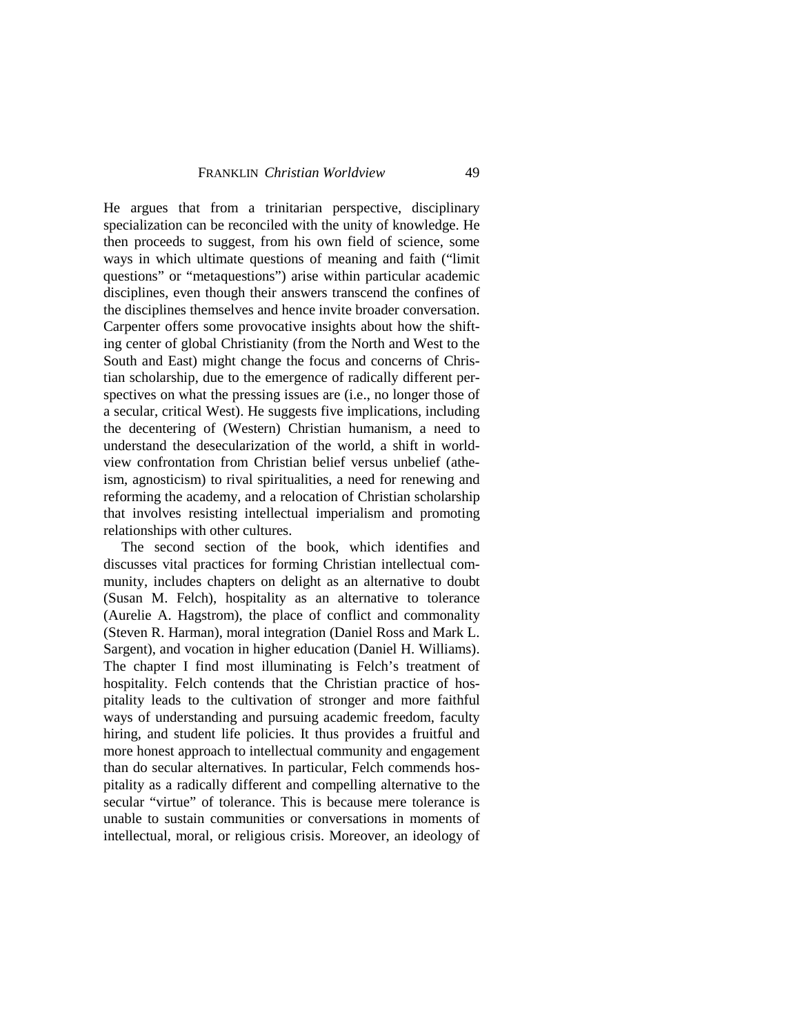He argues that from a trinitarian perspective, disciplinary specialization can be reconciled with the unity of knowledge. He then proceeds to suggest, from his own field of science, some ways in which ultimate questions of meaning and faith ("limit questions" or "metaquestions") arise within particular academic disciplines, even though their answers transcend the confines of the disciplines themselves and hence invite broader conversation. Carpenter offers some provocative insights about how the shifting center of global Christianity (from the North and West to the South and East) might change the focus and concerns of Christian scholarship, due to the emergence of radically different perspectives on what the pressing issues are (i.e., no longer those of a secular, critical West). He suggests five implications, including the decentering of (Western) Christian humanism, a need to understand the desecularization of the world, a shift in worldview confrontation from Christian belief versus unbelief (atheism, agnosticism) to rival spiritualities, a need for renewing and reforming the academy, and a relocation of Christian scholarship that involves resisting intellectual imperialism and promoting relationships with other cultures.

The second section of the book, which identifies and discusses vital practices for forming Christian intellectual community, includes chapters on delight as an alternative to doubt (Susan M. Felch), hospitality as an alternative to tolerance (Aurelie A. Hagstrom), the place of conflict and commonality (Steven R. Harman), moral integration (Daniel Ross and Mark L. Sargent), and vocation in higher education (Daniel H. Williams). The chapter I find most illuminating is Felch's treatment of hospitality. Felch contends that the Christian practice of hospitality leads to the cultivation of stronger and more faithful ways of understanding and pursuing academic freedom, faculty hiring, and student life policies. It thus provides a fruitful and more honest approach to intellectual community and engagement than do secular alternatives. In particular, Felch commends hospitality as a radically different and compelling alternative to the secular "virtue" of tolerance. This is because mere tolerance is unable to sustain communities or conversations in moments of intellectual, moral, or religious crisis. Moreover, an ideology of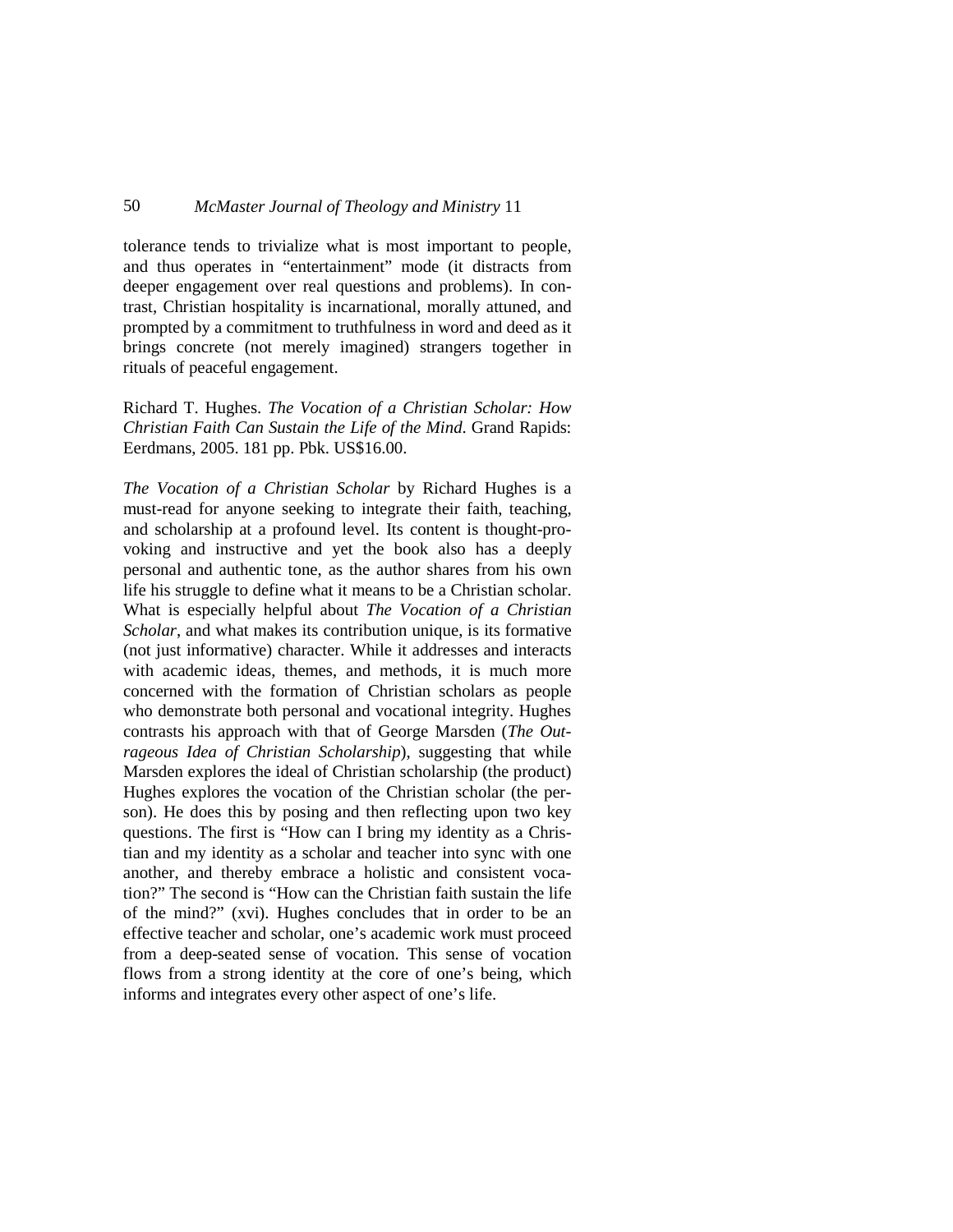tolerance tends to trivialize what is most important to people, and thus operates in "entertainment" mode (it distracts from deeper engagement over real questions and problems). In contrast, Christian hospitality is incarnational, morally attuned, and prompted by a commitment to truthfulness in word and deed as it brings concrete (not merely imagined) strangers together in rituals of peaceful engagement.

Richard T. Hughes. *The Vocation of a Christian Scholar: How Christian Faith Can Sustain the Life of the Mind*. Grand Rapids: Eerdmans, 2005. 181 pp. Pbk. US$16.00.

*The Vocation of a Christian Scholar* by Richard Hughes is a must-read for anyone seeking to integrate their faith, teaching, and scholarship at a profound level. Its content is thought-provoking and instructive and yet the book also has a deeply personal and authentic tone, as the author shares from his own life his struggle to define what it means to be a Christian scholar. What is especially helpful about *The Vocation of a Christian Scholar*, and what makes its contribution unique, is its formative (not just informative) character. While it addresses and interacts with academic ideas, themes, and methods, it is much more concerned with the formation of Christian scholars as people who demonstrate both personal and vocational integrity. Hughes contrasts his approach with that of George Marsden (*The Outrageous Idea of Christian Scholarship*), suggesting that while Marsden explores the ideal of Christian scholarship (the product) Hughes explores the vocation of the Christian scholar (the person). He does this by posing and then reflecting upon two key questions. The first is "How can I bring my identity as a Christian and my identity as a scholar and teacher into sync with one another, and thereby embrace a holistic and consistent vocation?" The second is "How can the Christian faith sustain the life of the mind?" (xvi). Hughes concludes that in order to be an effective teacher and scholar, one's academic work must proceed from a deep-seated sense of vocation. This sense of vocation flows from a strong identity at the core of one's being, which informs and integrates every other aspect of one's life.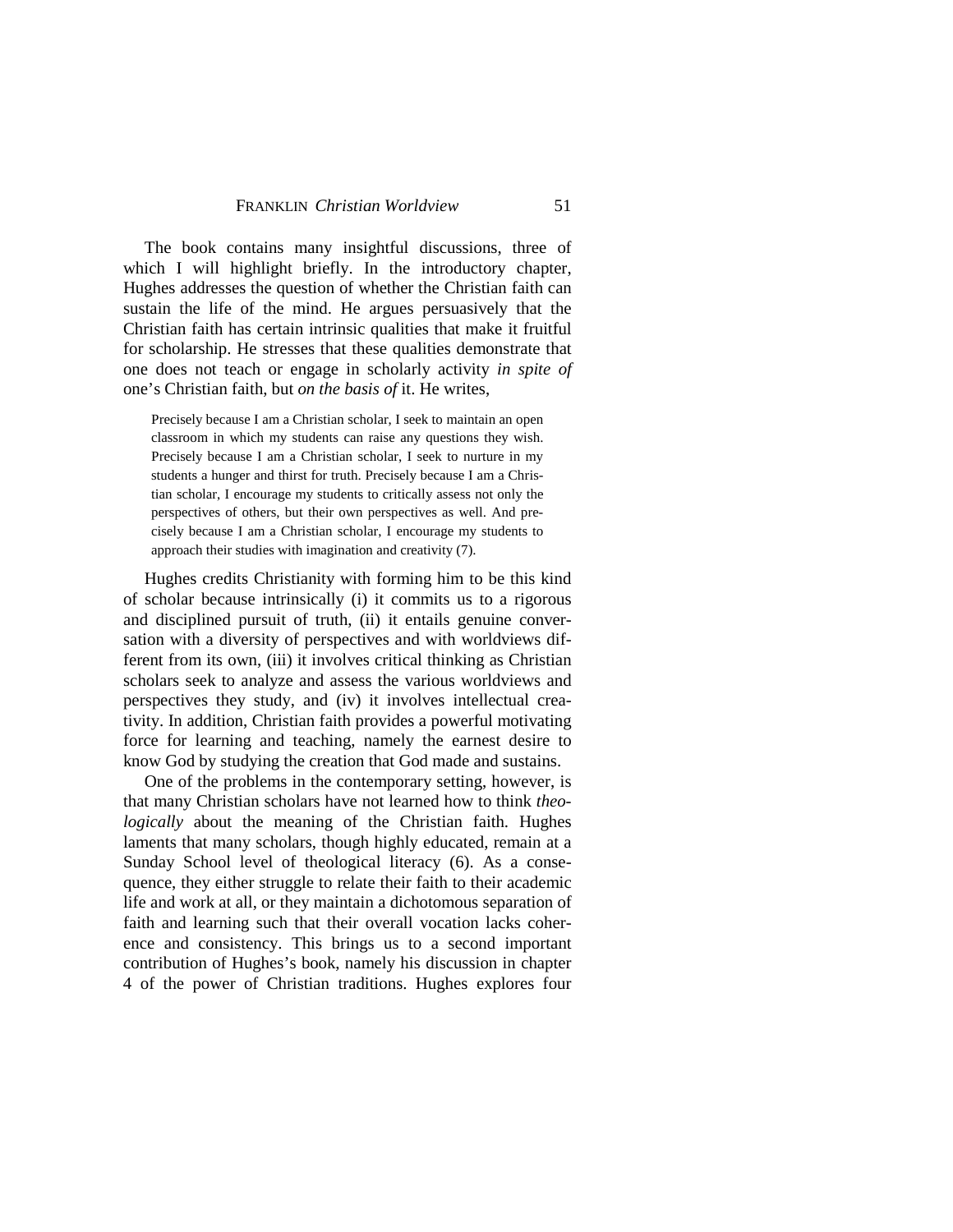The book contains many insightful discussions, three of which I will highlight briefly. In the introductory chapter, Hughes addresses the question of whether the Christian faith can sustain the life of the mind. He argues persuasively that the Christian faith has certain intrinsic qualities that make it fruitful for scholarship. He stresses that these qualities demonstrate that one does not teach or engage in scholarly activity *in spite of* one's Christian faith, but *on the basis of* it. He writes,

> Precisely because I am a Christian scholar, I seek to maintain an open classroom in which my students can raise any questions they wish. Precisely because I am a Christian scholar, I seek to nurture in my students a hunger and thirst for truth. Precisely because I am a Christian scholar, I encourage my students to critically assess not only the perspectives of others, but their own perspectives as well. And precisely because I am a Christian scholar, I encourage my students to approach their studies with imagination and creativity (7).

Hughes credits Christianity with forming him to be this kind of scholar because intrinsically (i) it commits us to a rigorous and disciplined pursuit of truth, (ii) it entails genuine conversation with a diversity of perspectives and with worldviews different from its own, (iii) it involves critical thinking as Christian scholars seek to analyze and assess the various worldviews and perspectives they study, and (iv) it involves intellectual creativity. In addition, Christian faith provides a powerful motivating force for learning and teaching, namely the earnest desire to know God by studying the creation that God made and sustains.

One of the problems in the contemporary setting, however, is that many Christian scholars have not learned how to think *theologically* about the meaning of the Christian faith. Hughes laments that many scholars, though highly educated, remain at a Sunday School level of theological literacy (6). As a consequence, they either struggle to relate their faith to their academic life and work at all, or they maintain a dichotomous separation of faith and learning such that their overall vocation lacks coherence and consistency. This brings us to a second important contribution of Hughes's book, namely his discussion in chapter 4 of the power of Christian traditions. Hughes explores four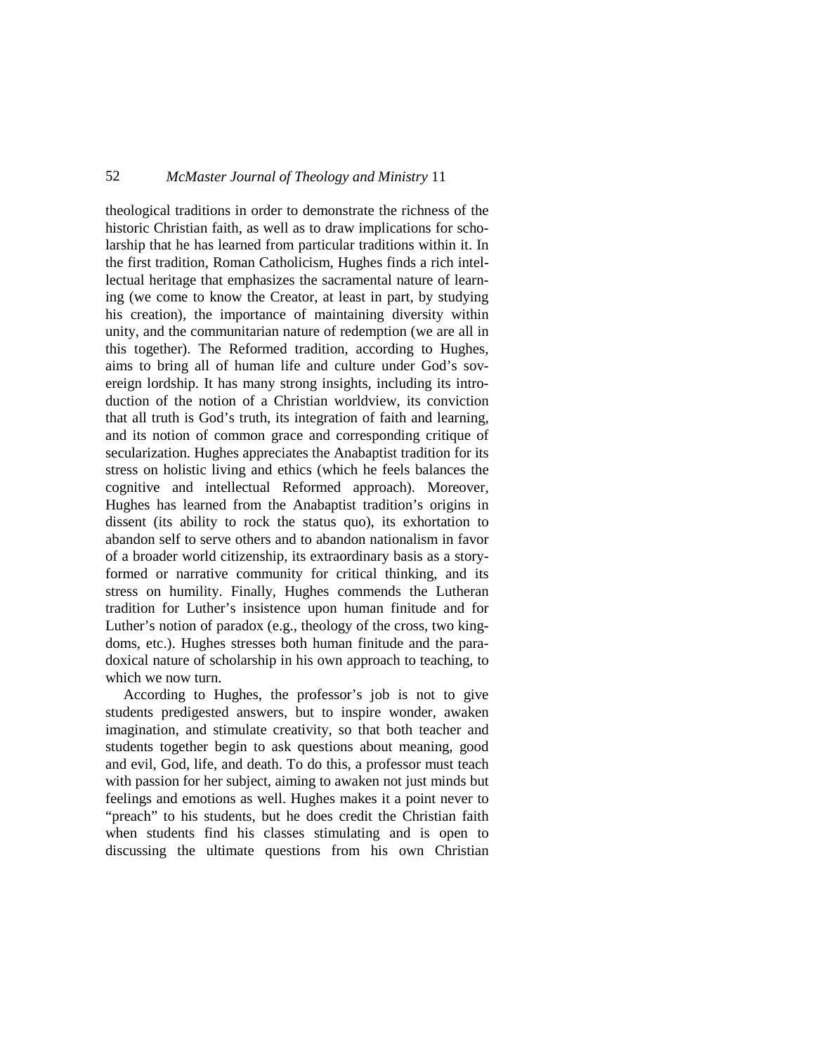theological traditions in order to demonstrate the richness of the historic Christian faith, as well as to draw implications for scholarship that he has learned from particular traditions within it. In the first tradition, Roman Catholicism, Hughes finds a rich intellectual heritage that emphasizes the sacramental nature of learning (we come to know the Creator, at least in part, by studying his creation), the importance of maintaining diversity within unity, and the communitarian nature of redemption (we are all in this together). The Reformed tradition, according to Hughes, aims to bring all of human life and culture under God's sovereign lordship. It has many strong insights, including its introduction of the notion of a Christian worldview, its conviction that all truth is God's truth, its integration of faith and learning, and its notion of common grace and corresponding critique of secularization. Hughes appreciates the Anabaptist tradition for its stress on holistic living and ethics (which he feels balances the cognitive and intellectual Reformed approach). Moreover, Hughes has learned from the Anabaptist tradition's origins in dissent (its ability to rock the status quo), its exhortation to abandon self to serve others and to abandon nationalism in favor of a broader world citizenship, its extraordinary basis as a story-formed or narrative community for critical thinking, and its stress on humility. Finally, Hughes commends the Lutheran tradition for Luther's insistence upon human finitude and for Luther's notion of paradox (e.g., theology of the cross, two kingdoms, etc.). Hughes stresses both human finitude and the paradoxical nature of scholarship in his own approach to teaching, to which we now turn.

According to Hughes, the professor's job is not to give students predigested answers, but to inspire wonder, awaken imagination, and stimulate creativity, so that both teacher and students together begin to ask questions about meaning, good and evil, God, life, and death. To do this, a professor must teach with passion for her subject, aiming to awaken not just minds but feelings and emotions as well. Hughes makes it a point never to "preach" to his students, but he does credit the Christian faith when students find his classes stimulating and is open to discussing the ultimate questions from his own Christian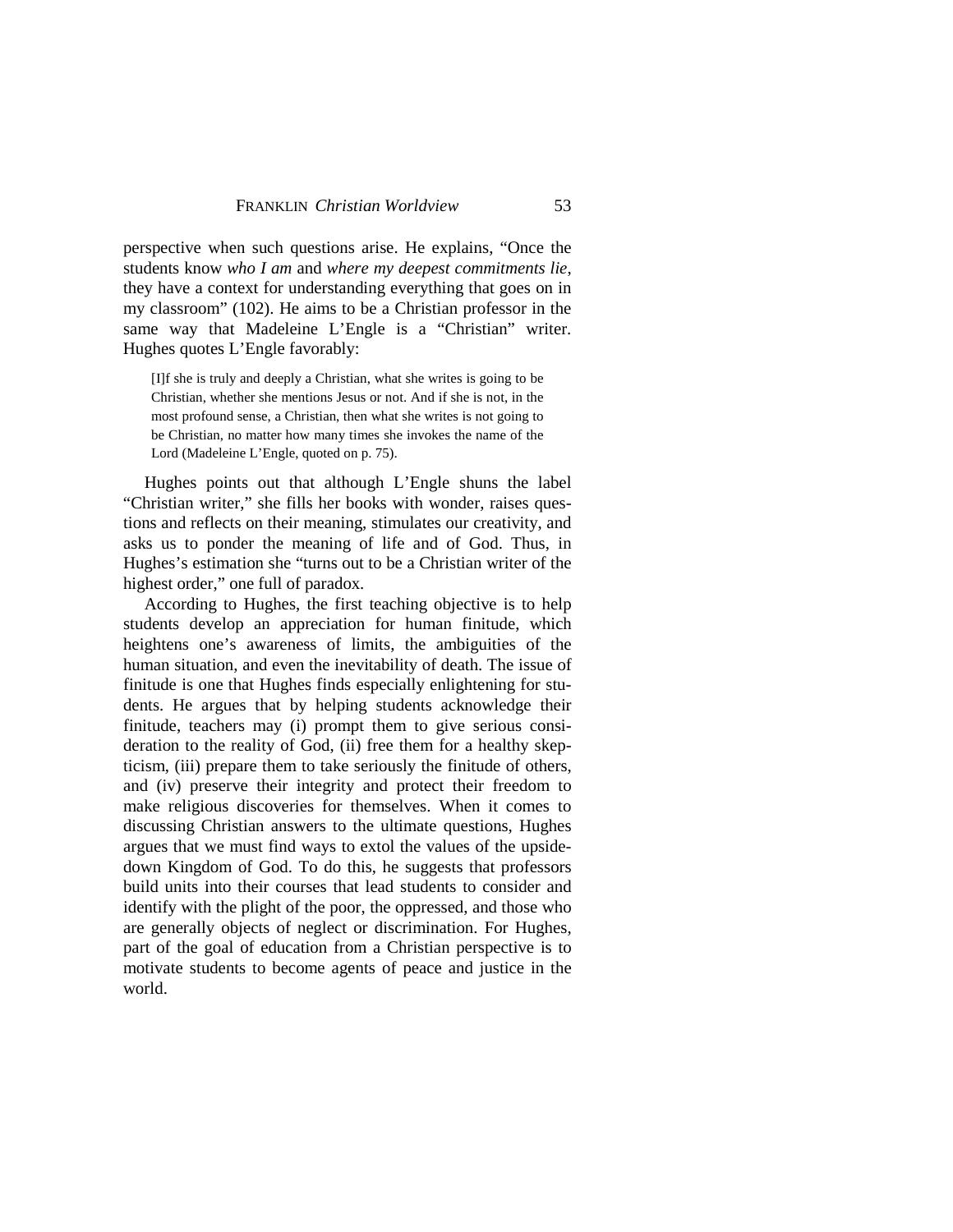perspective when such questions arise. He explains, "Once the students know *who I am* and *where my deepest commitments lie*, they have a context for understanding everything that goes on in my classroom" (102). He aims to be a Christian professor in the same way that Madeleine L'Engle is a "Christian" writer. Hughes quotes L'Engle favorably:

> [I]f she is truly and deeply a Christian, what she writes is going to be Christian, whether she mentions Jesus or not. And if she is not, in the most profound sense, a Christian, then what she writes is not going to be Christian, no matter how many times she invokes the name of the Lord (Madeleine L'Engle, quoted on p. 75).

Hughes points out that although L'Engle shuns the label "Christian writer," she fills her books with wonder, raises questions and reflects on their meaning, stimulates our creativity, and asks us to ponder the meaning of life and of God. Thus, in Hughes's estimation she "turns out to be a Christian writer of the highest order," one full of paradox.

According to Hughes, the first teaching objective is to help students develop an appreciation for human finitude, which heightens one's awareness of limits, the ambiguities of the human situation, and even the inevitability of death. The issue of finitude is one that Hughes finds especially enlightening for students. He argues that by helping students acknowledge their finitude, teachers may (i) prompt them to give serious consideration to the reality of God, (ii) free them for a healthy skepticism, (iii) prepare them to take seriously the finitude of others, and (iv) preserve their integrity and protect their freedom to make religious discoveries for themselves. When it comes to discussing Christian answers to the ultimate questions, Hughes argues that we must find ways to extol the values of the upside-down Kingdom of God. To do this, he suggests that professors build units into their courses that lead students to consider and identify with the plight of the poor, the oppressed, and those who are generally objects of neglect or discrimination. For Hughes, part of the goal of education from a Christian perspective is to motivate students to become agents of peace and justice in the world.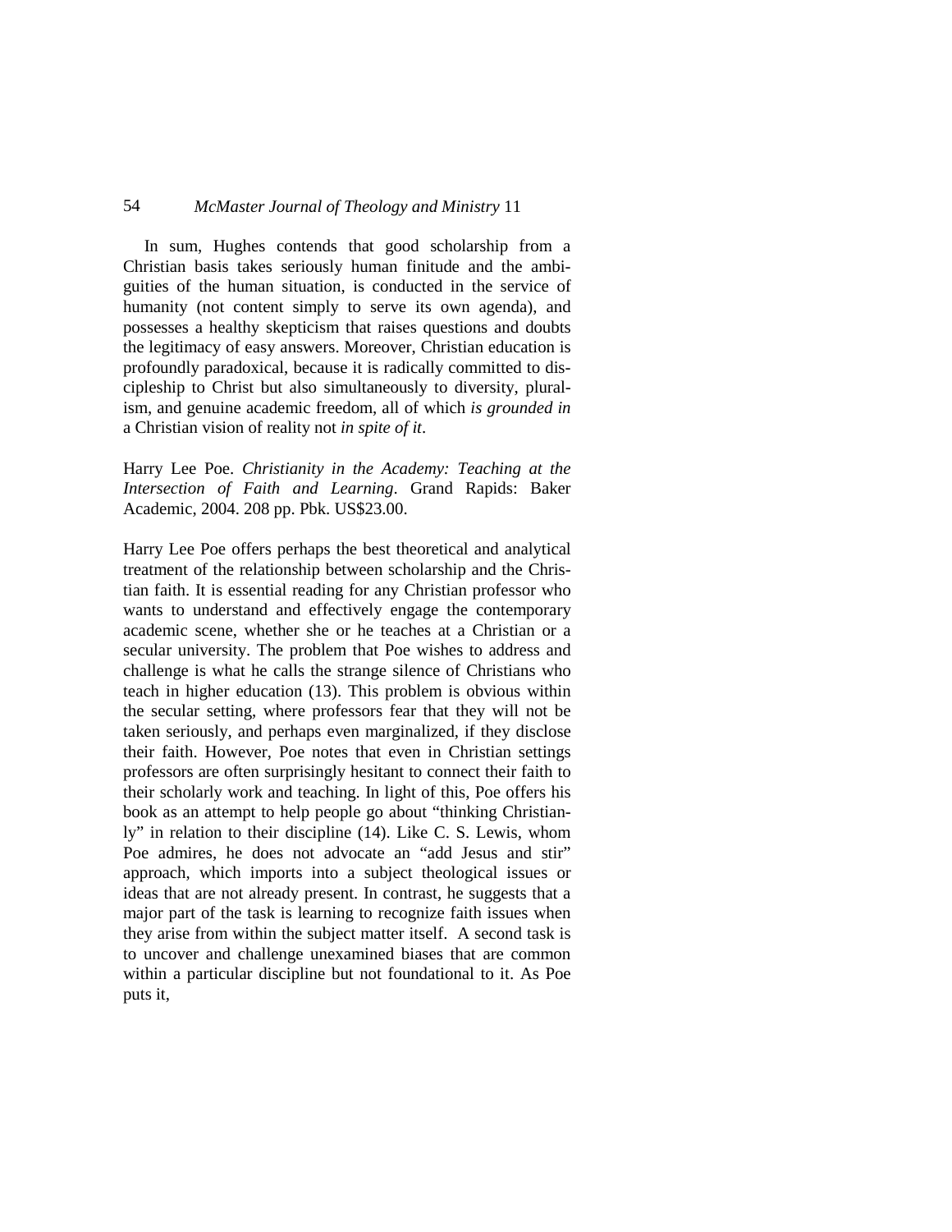In sum, Hughes contends that good scholarship from a Christian basis takes seriously human finitude and the ambiguities of the human situation, is conducted in the service of humanity (not content simply to serve its own agenda), and possesses a healthy skepticism that raises questions and doubts the legitimacy of easy answers. Moreover, Christian education is profoundly paradoxical, because it is radically committed to discipleship to Christ but also simultaneously to diversity, pluralism, and genuine academic freedom, all of which *is grounded in* a Christian vision of reality not *in spite of it*.

Harry Lee Poe. *Christianity in the Academy: Teaching at the Intersection of Faith and Learning*. Grand Rapids: Baker Academic, 2004. 208 pp. Pbk. US$23.00.

Harry Lee Poe offers perhaps the best theoretical and analytical treatment of the relationship between scholarship and the Christian faith. It is essential reading for any Christian professor who wants to understand and effectively engage the contemporary academic scene, whether she or he teaches at a Christian or a secular university. The problem that Poe wishes to address and challenge is what he calls the strange silence of Christians who teach in higher education (13). This problem is obvious within the secular setting, where professors fear that they will not be taken seriously, and perhaps even marginalized, if they disclose their faith. However, Poe notes that even in Christian settings professors are often surprisingly hesitant to connect their faith to their scholarly work and teaching. In light of this, Poe offers his book as an attempt to help people go about "thinking Christianly" in relation to their discipline (14). Like C. S. Lewis, whom Poe admires, he does not advocate an "add Jesus and stir" approach, which imports into a subject theological issues or ideas that are not already present. In contrast, he suggests that a major part of the task is learning to recognize faith issues when they arise from within the subject matter itself. A second task is to uncover and challenge unexamined biases that are common within a particular discipline but not foundational to it. As Poe puts it,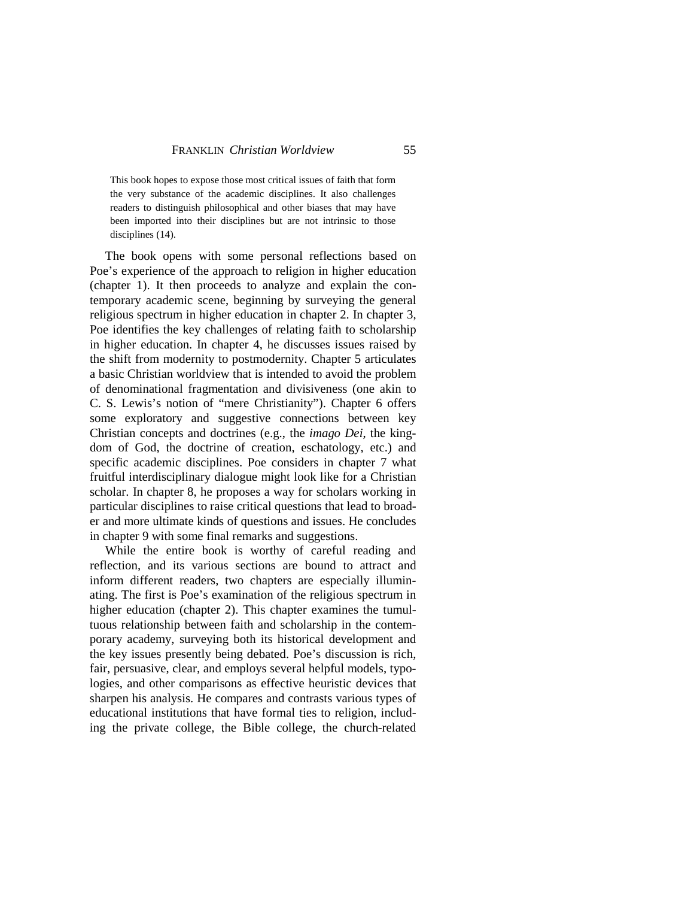> This book hopes to expose those most critical issues of faith that form the very substance of the academic disciplines. It also challenges readers to distinguish philosophical and other biases that may have been imported into their disciplines but are not intrinsic to those disciplines (14).

The book opens with some personal reflections based on Poe's experience of the approach to religion in higher education (chapter 1). It then proceeds to analyze and explain the contemporary academic scene, beginning by surveying the general religious spectrum in higher education in chapter 2. In chapter 3, Poe identifies the key challenges of relating faith to scholarship in higher education. In chapter 4, he discusses issues raised by the shift from modernity to postmodernity. Chapter 5 articulates a basic Christian worldview that is intended to avoid the problem of denominational fragmentation and divisiveness (one akin to C. S. Lewis's notion of "mere Christianity"). Chapter 6 offers some exploratory and suggestive connections between key Christian concepts and doctrines (e.g., the *imago Dei*, the kingdom of God, the doctrine of creation, eschatology, etc.) and specific academic disciplines. Poe considers in chapter 7 what fruitful interdisciplinary dialogue might look like for a Christian scholar. In chapter 8, he proposes a way for scholars working in particular disciplines to raise critical questions that lead to broader and more ultimate kinds of questions and issues. He concludes in chapter 9 with some final remarks and suggestions.

While the entire book is worthy of careful reading and reflection, and its various sections are bound to attract and inform different readers, two chapters are especially illuminating. The first is Poe's examination of the religious spectrum in higher education (chapter 2). This chapter examines the tumultuous relationship between faith and scholarship in the contemporary academy, surveying both its historical development and the key issues presently being debated. Poe's discussion is rich, fair, persuasive, clear, and employs several helpful models, typologies, and other comparisons as effective heuristic devices that sharpen his analysis. He compares and contrasts various types of educational institutions that have formal ties to religion, including the private college, the Bible college, the church-related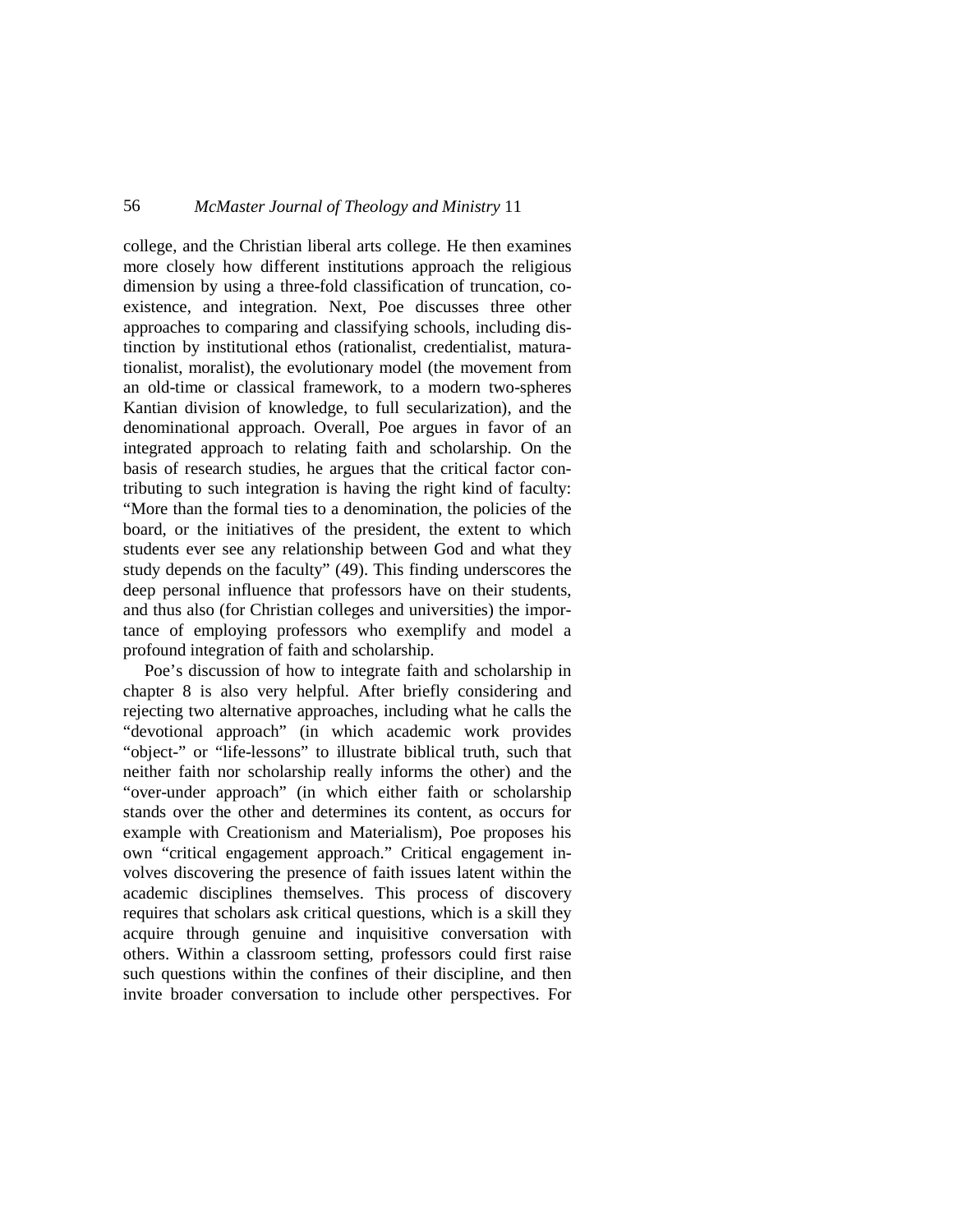college, and the Christian liberal arts college. He then examines more closely how different institutions approach the religious dimension by using a three-fold classification of truncation, co-existence, and integration. Next, Poe discusses three other approaches to comparing and classifying schools, including distinction by institutional ethos (rationalist, credentialist, maturationalist, moralist), the evolutionary model (the movement from an old-time or classical framework, to a modern two-spheres Kantian division of knowledge, to full secularization), and the denominational approach. Overall, Poe argues in favor of an integrated approach to relating faith and scholarship. On the basis of research studies, he argues that the critical factor contributing to such integration is having the right kind of faculty: "More than the formal ties to a denomination, the policies of the board, or the initiatives of the president, the extent to which students ever see any relationship between God and what they study depends on the faculty" (49). This finding underscores the deep personal influence that professors have on their students, and thus also (for Christian colleges and universities) the importance of employing professors who exemplify and model a profound integration of faith and scholarship.

Poe's discussion of how to integrate faith and scholarship in chapter 8 is also very helpful. After briefly considering and rejecting two alternative approaches, including what he calls the "devotional approach" (in which academic work provides "object-" or "life-lessons" to illustrate biblical truth, such that neither faith nor scholarship really informs the other) and the "over-under approach" (in which either faith or scholarship stands over the other and determines its content, as occurs for example with Creationism and Materialism), Poe proposes his own "critical engagement approach." Critical engagement involves discovering the presence of faith issues latent within the academic disciplines themselves. This process of discovery requires that scholars ask critical questions, which is a skill they acquire through genuine and inquisitive conversation with others. Within a classroom setting, professors could first raise such questions within the confines of their discipline, and then invite broader conversation to include other perspectives. For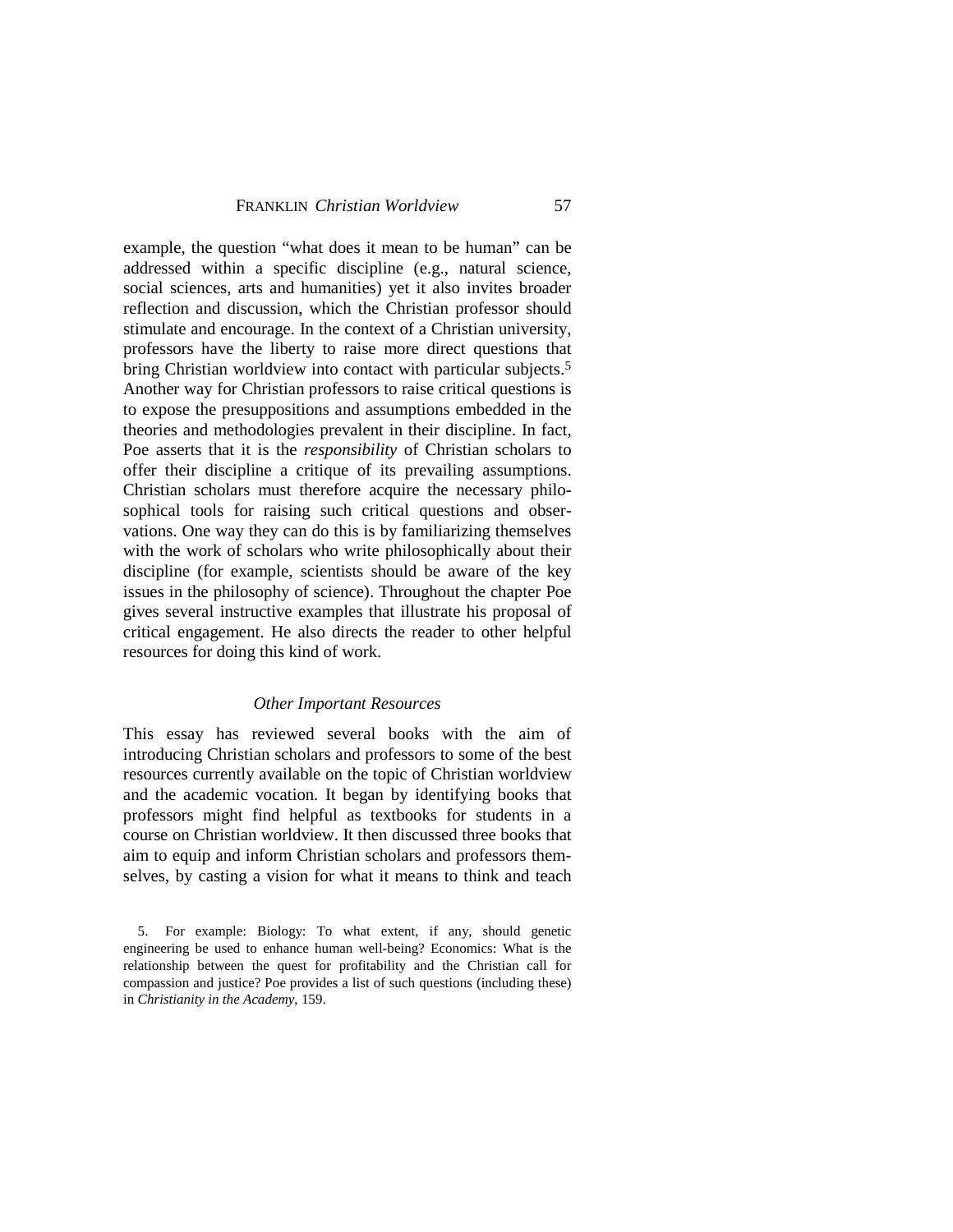example, the question "what does it mean to be human" can be addressed within a specific discipline (e.g., natural science, social sciences, arts and humanities) yet it also invites broader reflection and discussion, which the Christian professor should stimulate and encourage. In the context of a Christian university, professors have the liberty to raise more direct questions that bring Christian worldview into contact with particular subjects.[5] Another way for Christian professors to raise critical questions is to expose the presuppositions and assumptions embedded in the theories and methodologies prevalent in their discipline. In fact, Poe asserts that it is the *responsibility* of Christian scholars to offer their discipline a critique of its prevailing assumptions. Christian scholars must therefore acquire the necessary philosophical tools for raising such critical questions and observations. One way they can do this is by familiarizing themselves with the work of scholars who write philosophically about their discipline (for example, scientists should be aware of the key issues in the philosophy of science). Throughout the chapter Poe gives several instructive examples that illustrate his proposal of critical engagement. He also directs the reader to other helpful resources for doing this kind of work.

### *Other Important Resources*

This essay has reviewed several books with the aim of introducing Christian scholars and professors to some of the best resources currently available on the topic of Christian worldview and the academic vocation. It began by identifying books that professors might find helpful as textbooks for students in a course on Christian worldview. It then discussed three books that aim to equip and inform Christian scholars and professors themselves, by casting a vision for what it means to think and teach

5. For example: Biology: To what extent, if any, should genetic engineering be used to enhance human well-being? Economics: What is the relationship between the quest for profitability and the Christian call for compassion and justice? Poe provides a list of such questions (including these) in *Christianity in the Academy*, 159.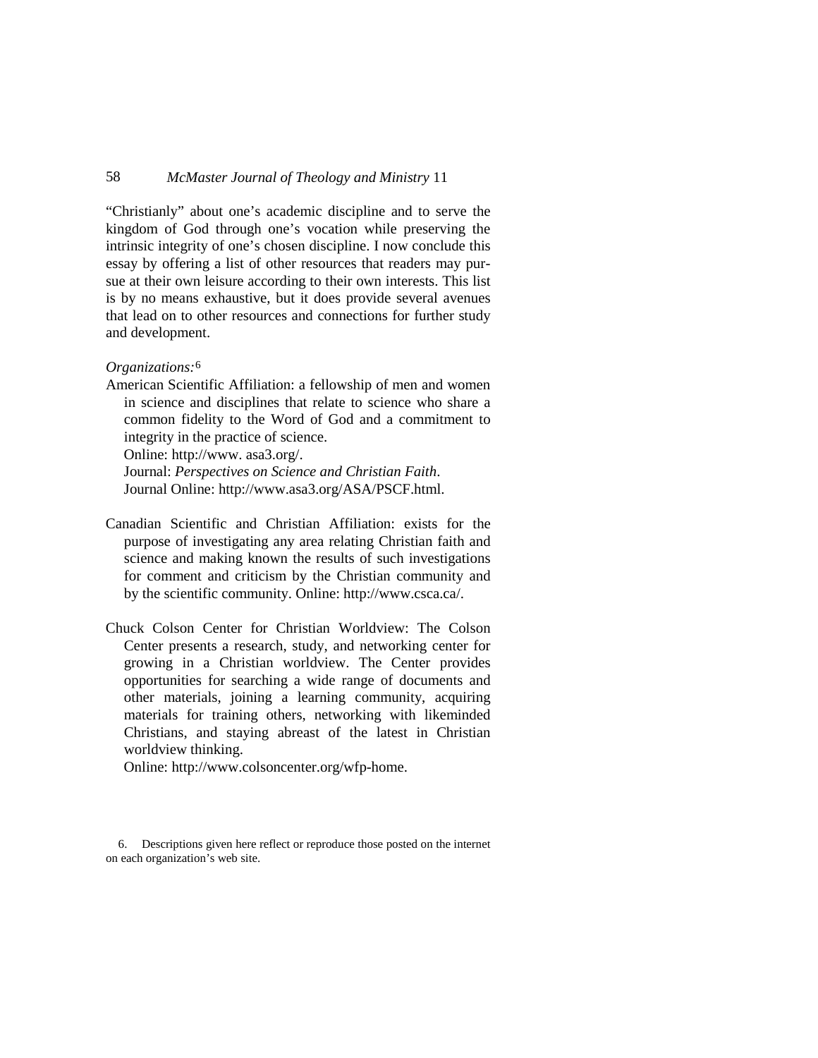"Christianly" about one's academic discipline and to serve the kingdom of God through one's vocation while preserving the intrinsic integrity of one's chosen discipline. I now conclude this essay by offering a list of other resources that readers may pursue at their own leisure according to their own interests. This list is by no means exhaustive, but it does provide several avenues that lead on to other resources and connections for further study and development.

*Organizations:*[6]

American Scientific Affiliation: a fellowship of men and women in science and disciplines that relate to science who share a common fidelity to the Word of God and a commitment to integrity in the practice of science.
Online: http://www. asa3.org/.
Journal: *Perspectives on Science and Christian Faith*.
Journal Online: http://www.asa3.org/ASA/PSCF.html.

Canadian Scientific and Christian Affiliation: exists for the purpose of investigating any area relating Christian faith and science and making known the results of such investigations for comment and criticism by the Christian community and by the scientific community. Online: http://www.csca.ca/.

Chuck Colson Center for Christian Worldview: The Colson Center presents a research, study, and networking center for growing in a Christian worldview. The Center provides opportunities for searching a wide range of documents and other materials, joining a learning community, acquiring materials for training others, networking with likeminded Christians, and staying abreast of the latest in Christian worldview thinking.
Online: http://www.colsoncenter.org/wfp-home.

6. Descriptions given here reflect or reproduce those posted on the internet on each organization's web site.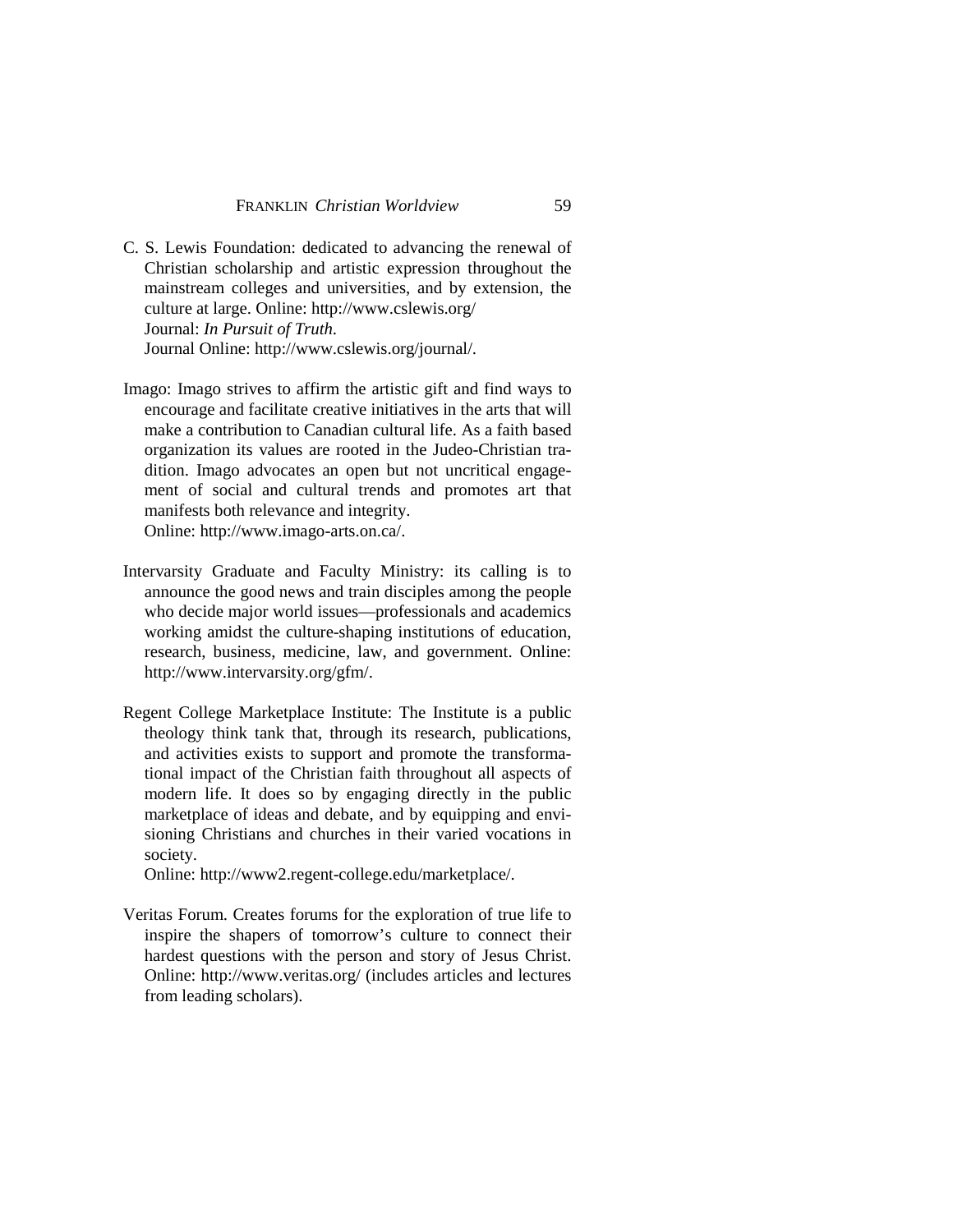C. S. Lewis Foundation: dedicated to advancing the renewal of Christian scholarship and artistic expression throughout the mainstream colleges and universities, and by extension, the culture at large. Online: http://www.cslewis.org/
Journal: *In Pursuit of Truth.*
Journal Online: http://www.cslewis.org/journal/.

Imago: Imago strives to affirm the artistic gift and find ways to encourage and facilitate creative initiatives in the arts that will make a contribution to Canadian cultural life. As a faith based organization its values are rooted in the Judeo-Christian tradition. Imago advocates an open but not uncritical engagement of social and cultural trends and promotes art that manifests both relevance and integrity.
Online: http://www.imago-arts.on.ca/.

Intervarsity Graduate and Faculty Ministry: its calling is to announce the good news and train disciples among the people who decide major world issues—professionals and academics working amidst the culture-shaping institutions of education, research, business, medicine, law, and government. Online: http://www.intervarsity.org/gfm/.

Regent College Marketplace Institute: The Institute is a public theology think tank that, through its research, publications, and activities exists to support and promote the transformational impact of the Christian faith throughout all aspects of modern life. It does so by engaging directly in the public marketplace of ideas and debate, and by equipping and envisioning Christians and churches in their varied vocations in society.
Online: http://www2.regent-college.edu/marketplace/.

Veritas Forum. Creates forums for the exploration of true life to inspire the shapers of tomorrow's culture to connect their hardest questions with the person and story of Jesus Christ. Online: http://www.veritas.org/ (includes articles and lectures from leading scholars).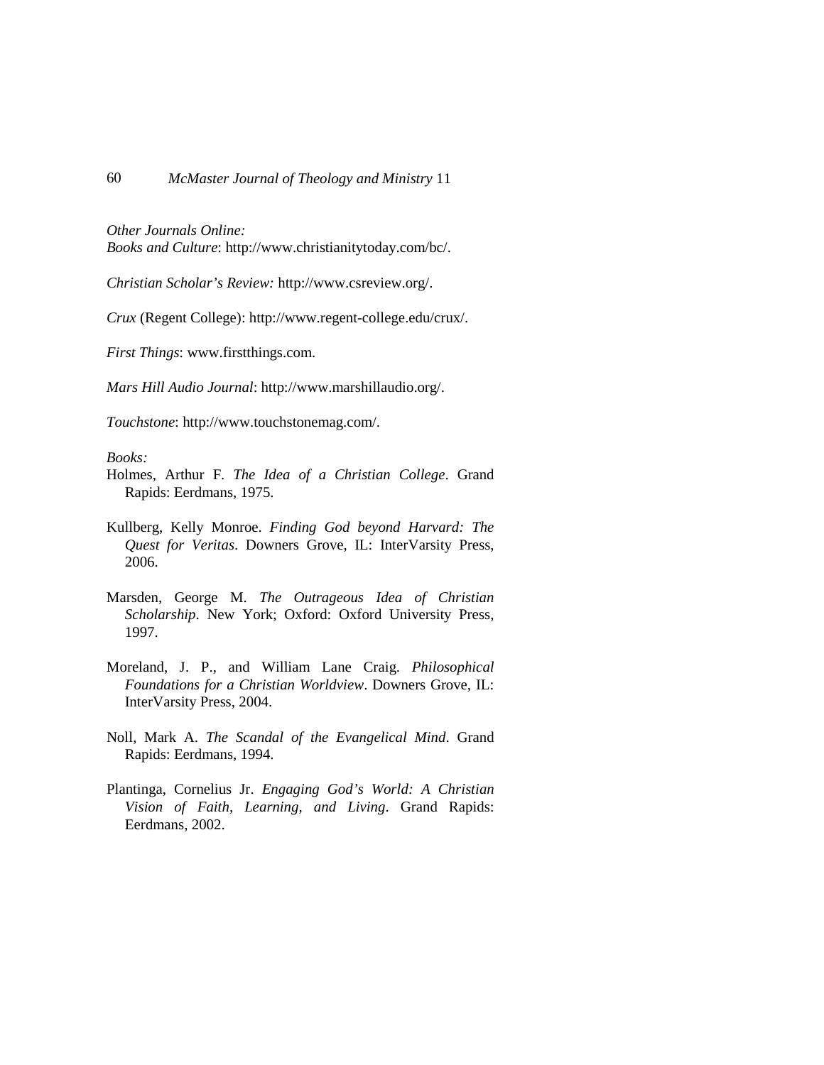*Other Journals Online:*
*Books and Culture*: http://www.christianitytoday.com/bc/.

*Christian Scholar's Review:* http://www.csreview.org/.

*Crux* (Regent College): http://www.regent-college.edu/crux/.

*First Things*: www.firstthings.com.

*Mars Hill Audio Journal*: http://www.marshillaudio.org/.

*Touchstone*: http://www.touchstonemag.com/.

*Books:*

Holmes, Arthur F. *The Idea of a Christian College*. Grand Rapids: Eerdmans, 1975.

Kullberg, Kelly Monroe. *Finding God beyond Harvard: The Quest for Veritas*. Downers Grove, IL: InterVarsity Press, 2006.

Marsden, George M. *The Outrageous Idea of Christian Scholarship*. New York; Oxford: Oxford University Press, 1997.

Moreland, J. P., and William Lane Craig. *Philosophical Foundations for a Christian Worldview*. Downers Grove, IL: InterVarsity Press, 2004.

Noll, Mark A. *The Scandal of the Evangelical Mind*. Grand Rapids: Eerdmans, 1994.

Plantinga, Cornelius Jr. *Engaging God's World: A Christian Vision of Faith, Learning, and Living*. Grand Rapids: Eerdmans, 2002.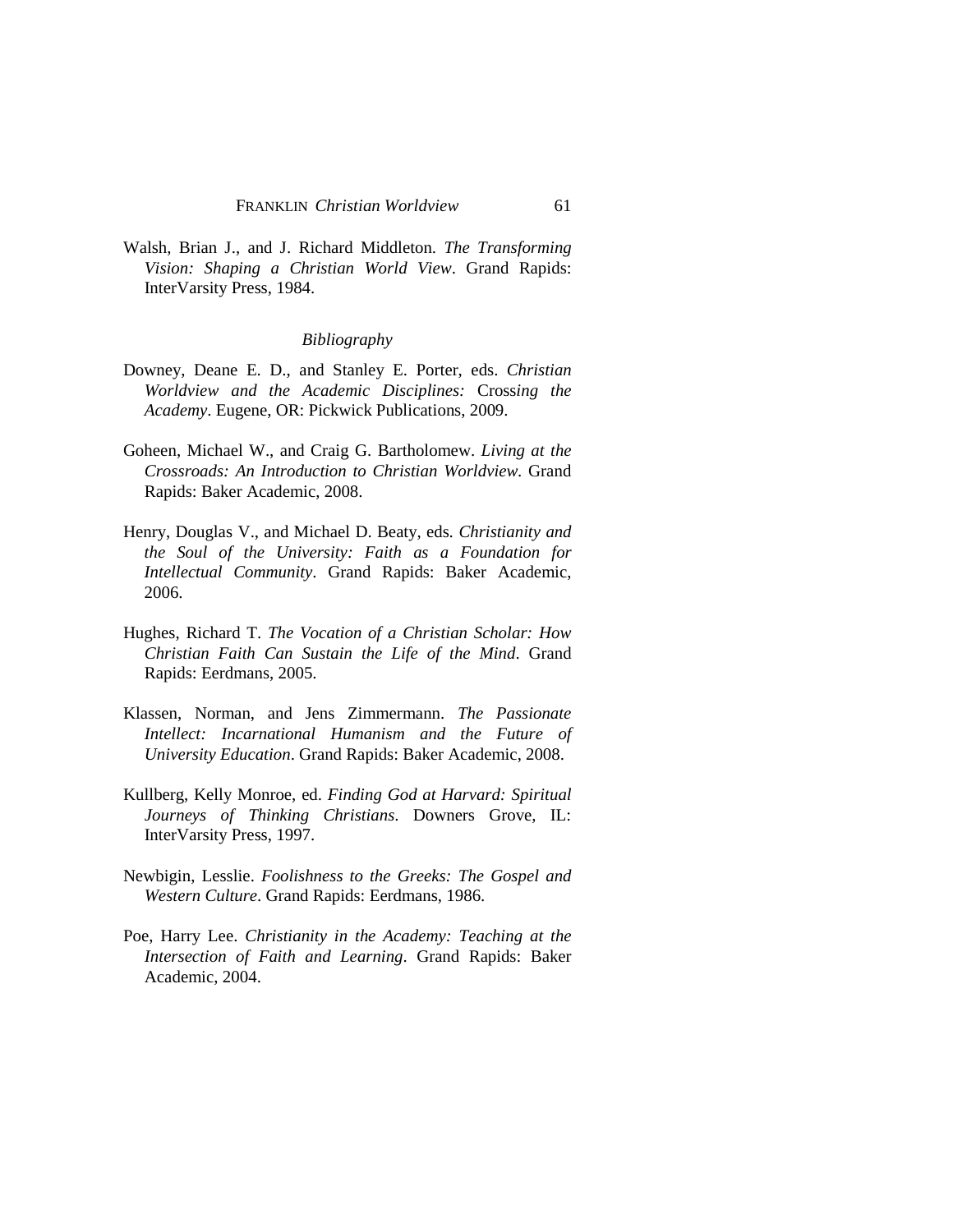Walsh, Brian J., and J. Richard Middleton. *The Transforming Vision: Shaping a Christian World View*. Grand Rapids: InterVarsity Press, 1984.

*Bibliography*

Downey, Deane E. D., and Stanley E. Porter, eds. *Christian Worldview and the Academic Disciplines:* Cross*ing the Academy*. Eugene, OR: Pickwick Publications, 2009.

Goheen, Michael W., and Craig G. Bartholomew. *Living at the Crossroads: An Introduction to Christian Worldview*. Grand Rapids: Baker Academic, 2008.

Henry, Douglas V., and Michael D. Beaty, eds. *Christianity and the Soul of the University: Faith as a Foundation for Intellectual Community*. Grand Rapids: Baker Academic, 2006.

Hughes, Richard T. *The Vocation of a Christian Scholar: How Christian Faith Can Sustain the Life of the Mind*. Grand Rapids: Eerdmans, 2005.

Klassen, Norman, and Jens Zimmermann. *The Passionate Intellect: Incarnational Humanism and the Future of University Education*. Grand Rapids: Baker Academic, 2008.

Kullberg, Kelly Monroe, ed. *Finding God at Harvard: Spiritual Journeys of Thinking Christians*. Downers Grove, IL: InterVarsity Press, 1997.

Newbigin, Lesslie. *Foolishness to the Greeks: The Gospel and Western Culture*. Grand Rapids: Eerdmans, 1986.

Poe, Harry Lee. *Christianity in the Academy: Teaching at the Intersection of Faith and Learning*. Grand Rapids: Baker Academic, 2004.